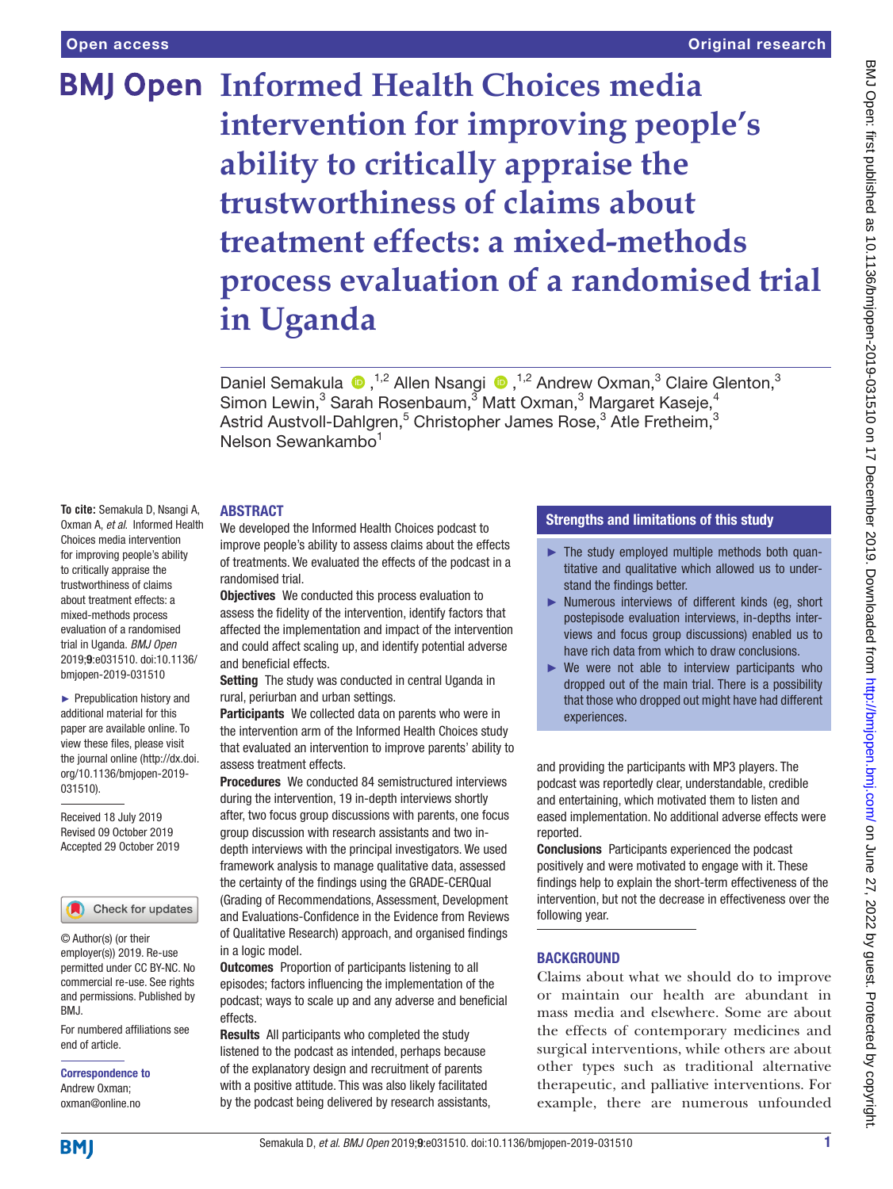Open access

Original research

# Informed Health Choices media intervention for improving people's ability to critically appraise the trustworthiness of claims about treatment effects: a mixed-methods process evaluation of a randomised trial in Uganda

Daniel Semakula ,[1,2] Allen Nsangi ,[1,2] Andrew Oxman,[3] Claire Glenton,[3] Simon Lewin,[3] Sarah Rosenbaum,[3] Matt Oxman,[3] Margaret Kaseje,[4] Astrid Austvoll-Dahlgren,[5] Christopher James Rose,[3] Atle Fretheim,[3] Nelson Sewankambo[1]

**To cite:** Semakula D, Nsangi A, Oxman A, *et al*. Informed Health Choices media intervention for improving people's ability to critically appraise the trustworthiness of claims about treatment effects: a mixed-methods process evaluation of a randomised trial in Uganda. *BMJ Open* 2019;**9**:e031510. doi:10.1136/bmjopen-2019-031510

► Prepublication history and additional material for this paper are available online. To view these files, please visit the journal online (http://dx.doi.org/10.1136/bmjopen-2019-031510).

Received 18 July 2019
Revised 09 October 2019
Accepted 29 October 2019

© Author(s) (or their employer(s)) 2019. Re-use permitted under CC BY-NC. No commercial re-use. See rights and permissions. Published by BMJ.

For numbered affiliations see end of article.

**Correspondence to**
Andrew Oxman;
oxman@online.no

## ABSTRACT

We developed the Informed Health Choices podcast to improve people's ability to assess claims about the effects of treatments. We evaluated the effects of the podcast in a randomised trial.

**Objectives** We conducted this process evaluation to assess the fidelity of the intervention, identify factors that affected the implementation and impact of the intervention and could affect scaling up, and identify potential adverse and beneficial effects.

**Setting** The study was conducted in central Uganda in rural, periurban and urban settings.

**Participants** We collected data on parents who were in the intervention arm of the Informed Health Choices study that evaluated an intervention to improve parents' ability to assess treatment effects.

**Procedures** We conducted 84 semistructured interviews during the intervention, 19 in-depth interviews shortly after, two focus group discussions with parents, one focus group discussion with research assistants and two in-depth interviews with the principal investigators. We used framework analysis to manage qualitative data, assessed the certainty of the findings using the GRADE-CERQual (Grading of Recommendations, Assessment, Development and Evaluations-Confidence in the Evidence from Reviews of Qualitative Research) approach, and organised findings in a logic model.

**Outcomes** Proportion of participants listening to all episodes; factors influencing the implementation of the podcast; ways to scale up and any adverse and beneficial effects.

**Results** All participants who completed the study listened to the podcast as intended, perhaps because of the explanatory design and recruitment of parents with a positive attitude. This was also likely facilitated by the podcast being delivered by research assistants, and providing the participants with MP3 players. The podcast was reportedly clear, understandable, credible and entertaining, which motivated them to listen and eased implementation. No additional adverse effects were reported.

**Conclusions** Participants experienced the podcast positively and were motivated to engage with it. These findings help to explain the short-term effectiveness of the intervention, but not the decrease in effectiveness over the following year.

### Strengths and limitations of this study

- ► The study employed multiple methods both quantitative and qualitative which allowed us to understand the findings better.
- ► Numerous interviews of different kinds (eg, short postepisode evaluation interviews, in-depths interviews and focus group discussions) enabled us to have rich data from which to draw conclusions.
- ► We were not able to interview participants who dropped out of the main trial. There is a possibility that those who dropped out might have had different experiences.

## BACKGROUND

Claims about what we should do to improve or maintain our health are abundant in mass media and elsewhere. Some are about the effects of contemporary medicines and surgical interventions, while others are about other types such as traditional alternative therapeutic, and palliative interventions. For example, there are numerous unfounded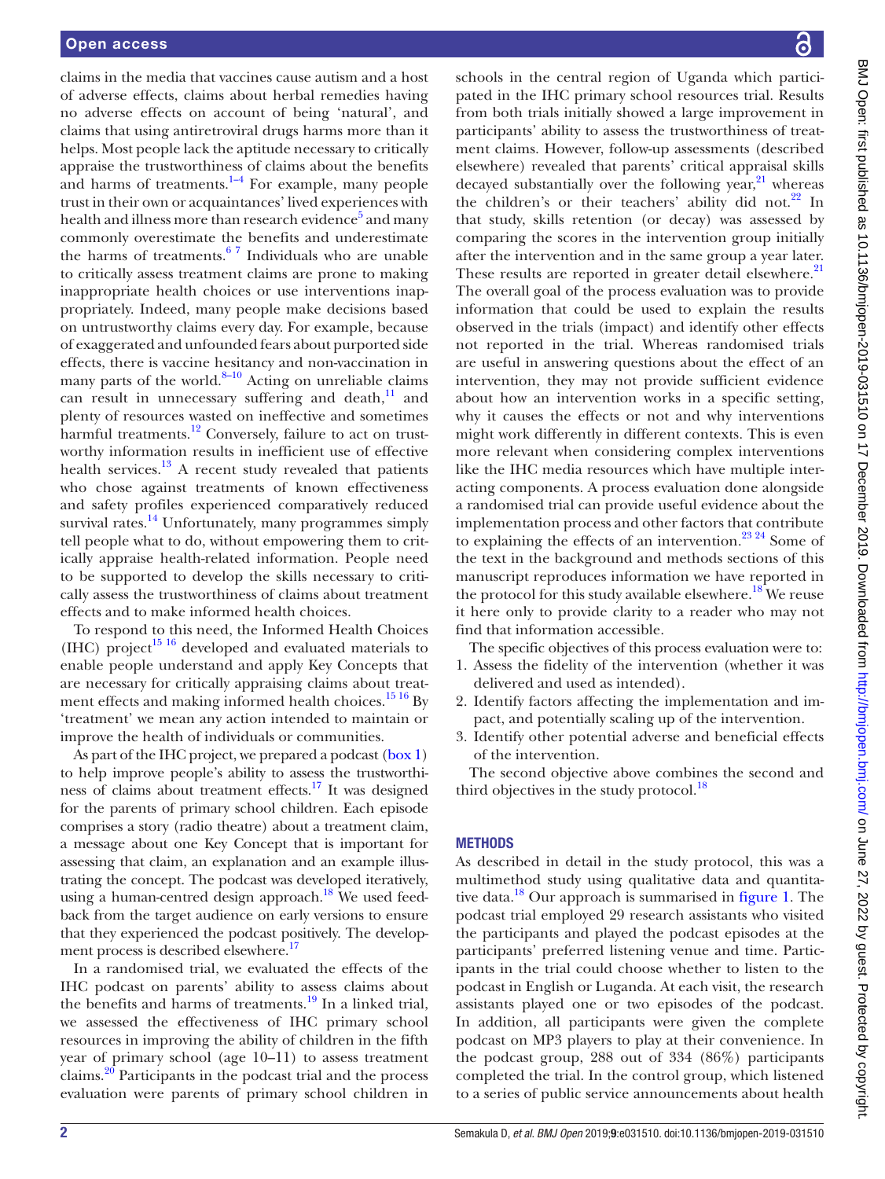claims in the media that vaccines cause autism and a host of adverse effects, claims about herbal remedies having no adverse effects on account of being 'natural', and claims that using antiretroviral drugs harms more than it helps. Most people lack the aptitude necessary to critically appraise the trustworthiness of claims about the benefits and harms of treatments.[1–4] For example, many people trust in their own or acquaintances' lived experiences with health and illness more than research evidence[5] and many commonly overestimate the benefits and underestimate the harms of treatments.[6 7] Individuals who are unable to critically assess treatment claims are prone to making inappropriate health choices or use interventions inappropriately. Indeed, many people make decisions based on untrustworthy claims every day. For example, because of exaggerated and unfounded fears about purported side effects, there is vaccine hesitancy and non-vaccination in many parts of the world.[8–10] Acting on unreliable claims can result in unnecessary suffering and death,[11] and plenty of resources wasted on ineffective and sometimes harmful treatments.[12] Conversely, failure to act on trustworthy information results in inefficient use of effective health services.[13] A recent study revealed that patients who chose against treatments of known effectiveness and safety profiles experienced comparatively reduced survival rates.[14] Unfortunately, many programmes simply tell people what to do, without empowering them to critically appraise health-related information. People need to be supported to develop the skills necessary to critically assess the trustworthiness of claims about treatment effects and to make informed health choices.

To respond to this need, the Informed Health Choices (IHC) project[15 16] developed and evaluated materials to enable people understand and apply Key Concepts that are necessary for critically appraising claims about treatment effects and making informed health choices.[15 16] By 'treatment' we mean any action intended to maintain or improve the health of individuals or communities.

As part of the IHC project, we prepared a podcast (box 1) to help improve people's ability to assess the trustworthiness of claims about treatment effects.[17] It was designed for the parents of primary school children. Each episode comprises a story (radio theatre) about a treatment claim, a message about one Key Concept that is important for assessing that claim, an explanation and an example illustrating the concept. The podcast was developed iteratively, using a human-centred design approach.[18] We used feedback from the target audience on early versions to ensure that they experienced the podcast positively. The development process is described elsewhere.[17]

In a randomised trial, we evaluated the effects of the IHC podcast on parents' ability to assess claims about the benefits and harms of treatments.[19] In a linked trial, we assessed the effectiveness of IHC primary school resources in improving the ability of children in the fifth year of primary school (age 10–11) to assess treatment claims.[20] Participants in the podcast trial and the process evaluation were parents of primary school children in schools in the central region of Uganda which participated in the IHC primary school resources trial. Results from both trials initially showed a large improvement in participants' ability to assess the trustworthiness of treatment claims. However, follow-up assessments (described elsewhere) revealed that parents' critical appraisal skills decayed substantially over the following year,[21] whereas the children's or their teachers' ability did not.[22] In that study, skills retention (or decay) was assessed by comparing the scores in the intervention group initially after the intervention and in the same group a year later. These results are reported in greater detail elsewhere.[21] The overall goal of the process evaluation was to provide information that could be used to explain the results observed in the trials (impact) and identify other effects not reported in the trial. Whereas randomised trials are useful in answering questions about the effect of an intervention, they may not provide sufficient evidence about how an intervention works in a specific setting, why it causes the effects or not and why interventions might work differently in different contexts. This is even more relevant when considering complex interventions like the IHC media resources which have multiple interacting components. A process evaluation done alongside a randomised trial can provide useful evidence about the implementation process and other factors that contribute to explaining the effects of an intervention.[23 24] Some of the text in the background and methods sections of this manuscript reproduces information we have reported in the protocol for this study available elsewhere.[18] We reuse it here only to provide clarity to a reader who may not find that information accessible.

The specific objectives of this process evaluation were to:

1. Assess the fidelity of the intervention (whether it was delivered and used as intended).
2. Identify factors affecting the implementation and impact, and potentially scaling up of the intervention.
3. Identify other potential adverse and beneficial effects of the intervention.

The second objective above combines the second and third objectives in the study protocol.[18]

## METHODS

As described in detail in the study protocol, this was a multimethod study using qualitative data and quantitative data.[18] Our approach is summarised in figure 1. The podcast trial employed 29 research assistants who visited the participants and played the podcast episodes at the participants' preferred listening venue and time. Participants in the trial could choose whether to listen to the podcast in English or Luganda. At each visit, the research assistants played one or two episodes of the podcast. In addition, all participants were given the complete podcast on MP3 players to play at their convenience. In the podcast group, 288 out of 334 (86%) participants completed the trial. In the control group, which listened to a series of public service announcements about health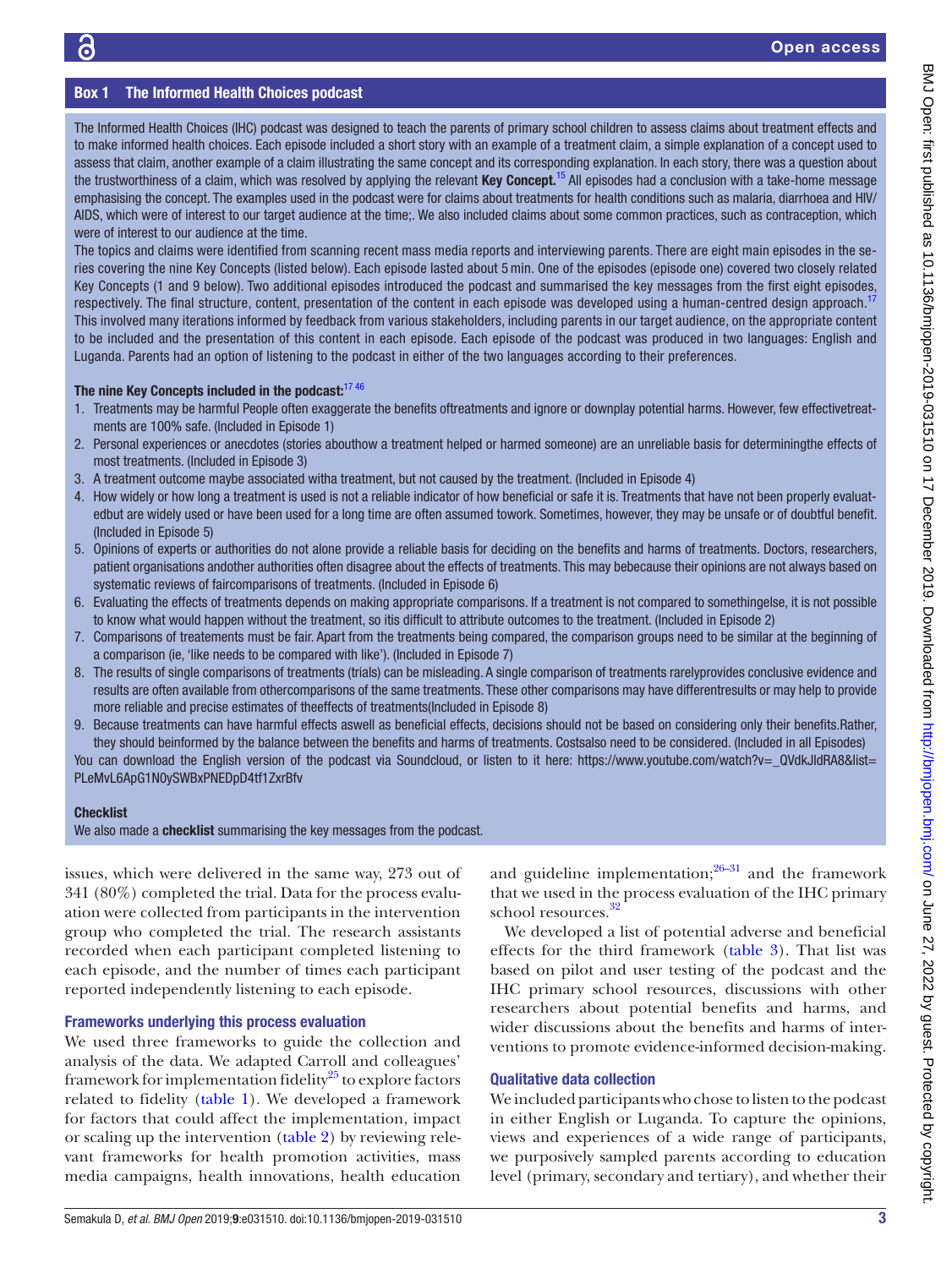## Box 1 The Informed Health Choices podcast

The Informed Health Choices (IHC) podcast was designed to teach the parents of primary school children to assess claims about treatment effects and to make informed health choices. Each episode included a short story with an example of a treatment claim, a simple explanation of a concept used to assess that claim, another example of a claim illustrating the same concept and its corresponding explanation. In each story, there was a question about the trustworthiness of a claim, which was resolved by applying the relevant **Key Concept.**[15] All episodes had a conclusion with a take-home message emphasising the concept. The examples used in the podcast were for claims about treatments for health conditions such as malaria, diarrhoea and HIV/ AIDS, which were of interest to our target audience at the time;. We also included claims about some common practices, such as contraception, which were of interest to our audience at the time.

The topics and claims were identified from scanning recent mass media reports and interviewing parents. There are eight main episodes in the series covering the nine Key Concepts (listed below). Each episode lasted about 5 min. One of the episodes (episode one) covered two closely related Key Concepts (1 and 9 below). Two additional episodes introduced the podcast and summarised the key messages from the first eight episodes, respectively. The final structure, content, presentation of the content in each episode was developed using a human-centred design approach.[17] This involved many iterations informed by feedback from various stakeholders, including parents in our target audience, on the appropriate content to be included and the presentation of this content in each episode. Each episode of the podcast was produced in two languages: English and Luganda. Parents had an option of listening to the podcast in either of the two languages according to their preferences.

**The nine Key Concepts included in the podcast:**[17 46]

1. Treatments may be harmful People often exaggerate the benefits oftreatments and ignore or downplay potential harms. However, few effectivetreatments are 100% safe. (Included in Episode 1)
2. Personal experiences or anecdotes (stories abouthow a treatment helped or harmed someone) are an unreliable basis for determiningthe effects of most treatments. (Included in Episode 3)
3. A treatment outcome maybe associated witha treatment, but not caused by the treatment. (Included in Episode 4)
4. How widely or how long a treatment is used is not a reliable indicator of how beneficial or safe it is. Treatments that have not been properly evaluatedbut are widely used or have been used for a long time are often assumed towork. Sometimes, however, they may be unsafe or of doubtful benefit. (Included in Episode 5)
5. Opinions of experts or authorities do not alone provide a reliable basis for deciding on the benefits and harms of treatments. Doctors, researchers, patient organisations andother authorities often disagree about the effects of treatments. This may bebecause their opinions are not always based on systematic reviews of faircomparisons of treatments. (Included in Episode 6)
6. Evaluating the effects of treatments depends on making appropriate comparisons. If a treatment is not compared to somethingelse, it is not possible to know what would happen without the treatment, so itis difficult to attribute outcomes to the treatment. (Included in Episode 2)
7. Comparisons of treatements must be fair. Apart from the treatments being compared, the comparison groups need to be similar at the beginning of a comparison (ie, 'like needs to be compared with like'). (Included in Episode 7)
8. The results of single comparisons of treatments (trials) can be misleading. A single comparison of treatments rarelyprovides conclusive evidence and results are often available from othercomparisons of the same treatments. These other comparisons may have differentresults or may help to provide more reliable and precise estimates of theeffects of treatments(Included in Episode 8)
9. Because treatments can have harmful effects aswell as beneficial effects, decisions should not be based on considering only their benefits.Rather, they should beinformed by the balance between the benefits and harms of treatments. Costsalso need to be considered. (Included in all Episodes)

You can download the English version of the podcast via Soundcloud, or listen to it here: https://www.youtube.com/watch?v=_QVdkJldRA8&list=PLeMvL6ApG1N0ySWBxPNEDpD4tf1ZxrBfv

**Checklist**

We also made a **checklist** summarising the key messages from the podcast.

issues, which were delivered in the same way, 273 out of 341 (80%) completed the trial. Data for the process evaluation were collected from participants in the intervention group who completed the trial. The research assistants recorded when each participant completed listening to each episode, and the number of times each participant reported independently listening to each episode.

### Frameworks underlying this process evaluation

We used three frameworks to guide the collection and analysis of the data. We adapted Carroll and colleagues' framework for implementation fidelity[25] to explore factors related to fidelity (table 1). We developed a framework for factors that could affect the implementation, impact or scaling up the intervention (table 2) by reviewing relevant frameworks for health promotion activities, mass media campaigns, health innovations, health education and guideline implementation;[26–31] and the framework that we used in the process evaluation of the IHC primary school resources.[32]

We developed a list of potential adverse and beneficial effects for the third framework (table 3). That list was based on pilot and user testing of the podcast and the IHC primary school resources, discussions with other researchers about potential benefits and harms, and wider discussions about the benefits and harms of interventions to promote evidence-informed decision-making.

### Qualitative data collection

We included participants who chose to listen to the podcast in either English or Luganda. To capture the opinions, views and experiences of a wide range of participants, we purposively sampled parents according to education level (primary, secondary and tertiary), and whether their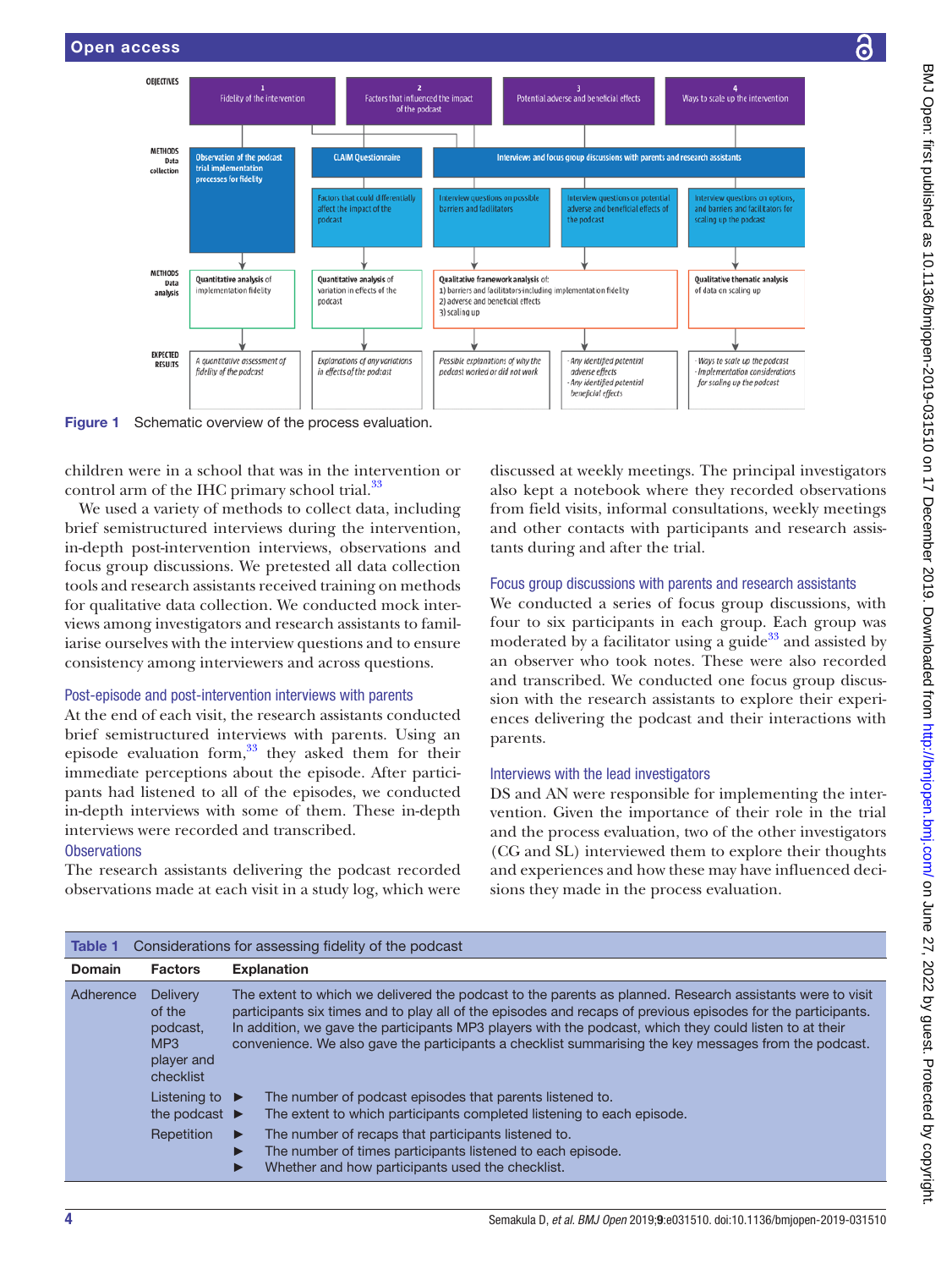OBJECTIVES

1 Fidelity of the intervention

2 Factors that influenced the impact of the podcast

3 Potential adverse and beneficial effects

4 Ways to scale up the intervention

METHODS Data collection

Observation of the podcast trial implementation processes for fidelity

CLAIM Questionnaire

Interviews and focus group discussions with parents and research assistants

Factors that could differentially affect the impact of the podcast

Interview questions on possible barriers and facilitators

Interview questions on potential adverse and beneficial effects of the podcast

Interview questions on options, and barriers and facilitators for scaling up the podcast

METHODS Data analysis

Quantitative analysis of implementation fidelity

Quantitative analysis of variation in effects of the podcast

Qualitative framework analysis of:
1) barriers and facilitators including implementation fidelity
2) adverse and beneficial effects
3) scaling up

Qualitative thematic analysis of data on scaling up

EXPECTED RESULTS

*A quantitative assessment of fidelity of the podcast*

*Explanations of any variations in effects of the podcast*

*Possible explanations of why the podcast worked or did not work*

*- Any identified potential adverse effects*
*- Any identified potential beneficial effects*

*- Ways to scale up the podcast*
*- Implementation considerations for scaling up the podcast*

**Figure 1** Schematic overview of the process evaluation.

children were in a school that was in the intervention or control arm of the IHC primary school trial.[33]

We used a variety of methods to collect data, including brief semistructured interviews during the intervention, in-depth post-intervention interviews, observations and focus group discussions. We pretested all data collection tools and research assistants received training on methods for qualitative data collection. We conducted mock interviews among investigators and research assistants to familiarise ourselves with the interview questions and to ensure consistency among interviewers and across questions.

### Post-episode and post-intervention interviews with parents

At the end of each visit, the research assistants conducted brief semistructured interviews with parents. Using an episode evaluation form,[33] they asked them for their immediate perceptions about the episode. After participants had listened to all of the episodes, we conducted in-depth interviews with some of them. These in-depth interviews were recorded and transcribed.

### Observations

The research assistants delivering the podcast recorded observations made at each visit in a study log, which were discussed at weekly meetings. The principal investigators also kept a notebook where they recorded observations from field visits, informal consultations, weekly meetings and other contacts with participants and research assistants during and after the trial.

### Focus group discussions with parents and research assistants

We conducted a series of focus group discussions, with four to six participants in each group. Each group was moderated by a facilitator using a guide[33] and assisted by an observer who took notes. These were also recorded and transcribed. We conducted one focus group discussion with the research assistants to explore their experiences delivering the podcast and their interactions with parents.

### Interviews with the lead investigators

DS and AN were responsible for implementing the intervention. Given the importance of their role in the trial and the process evaluation, two of the other investigators (CG and SL) interviewed them to explore their thoughts and experiences and how these may have influenced decisions they made in the process evaluation.

**Table 1** Considerations for assessing fidelity of the podcast

| Domain | Factors | Explanation |
|---|---|---|
| Adherence | Delivery of the podcast, MP3 player and checklist | The extent to which we delivered the podcast to the parents as planned. Research assistants were to visit participants six times and to play all of the episodes and recaps of previous episodes for the participants. In addition, we gave the participants MP3 players with the podcast, which they could listen to at their convenience. We also gave the participants a checklist summarising the key messages from the podcast. |
| | Listening to the podcast | ► The number of podcast episodes that parents listened to.<br>► The extent to which participants completed listening to each episode. |
| | Repetition | ► The number of recaps that participants listened to.<br>► The number of times participants listened to each episode.<br>► Whether and how participants used the checklist. |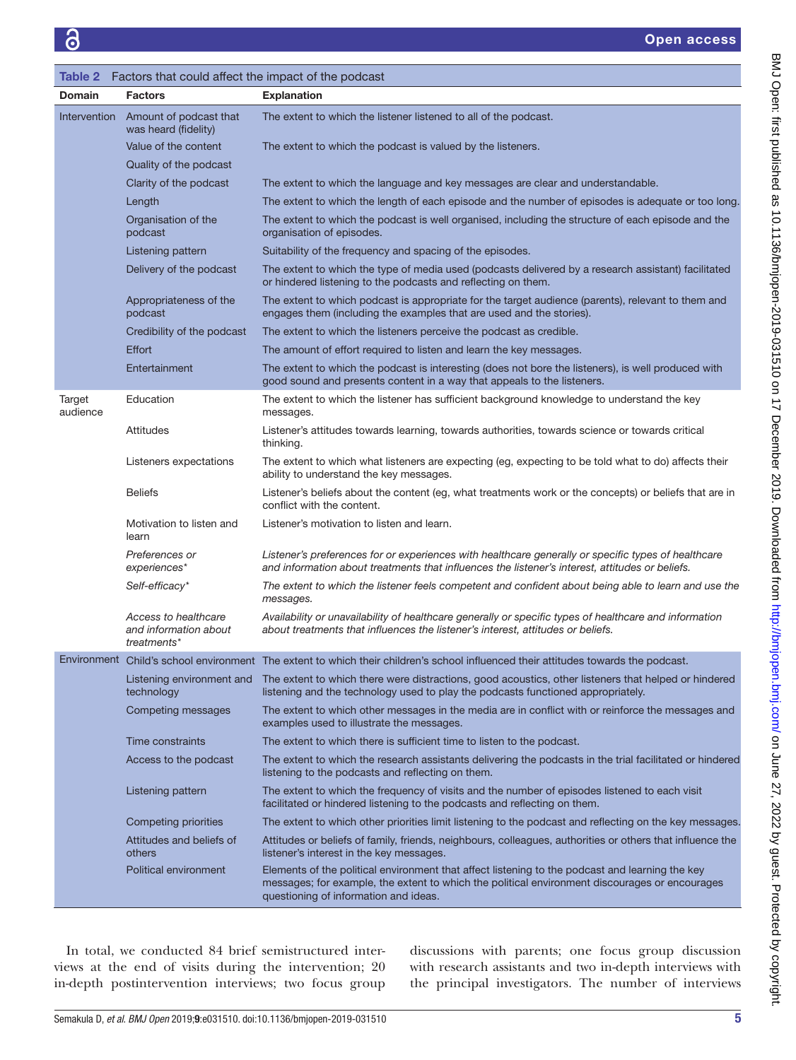Table 2 Factors that could affect the impact of the podcast

| Domain | Factors | Explanation |
|---|---|---|
| Intervention | Amount of podcast that was heard (fidelity) | The extent to which the listener listened to all of the podcast. |
| | Value of the content | The extent to which the podcast is valued by the listeners. |
| | Quality of the podcast | |
| | Clarity of the podcast | The extent to which the language and key messages are clear and understandable. |
| | Length | The extent to which the length of each episode and the number of episodes is adequate or too long. |
| | Organisation of the podcast | The extent to which the podcast is well organised, including the structure of each episode and the organisation of episodes. |
| | Listening pattern | Suitability of the frequency and spacing of the episodes. |
| | Delivery of the podcast | The extent to which the type of media used (podcasts delivered by a research assistant) facilitated or hindered listening to the podcasts and reflecting on them. |
| | Appropriateness of the podcast | The extent to which podcast is appropriate for the target audience (parents), relevant to them and engages them (including the examples that are used and the stories). |
| | Credibility of the podcast | The extent to which the listeners perceive the podcast as credible. |
| | Effort | The amount of effort required to listen and learn the key messages. |
| | Entertainment | The extent to which the podcast is interesting (does not bore the listeners), is well produced with good sound and presents content in a way that appeals to the listeners. |
| Target audience | Education | The extent to which the listener has sufficient background knowledge to understand the key messages. |
| | Attitudes | Listener's attitudes towards learning, towards authorities, towards science or towards critical thinking. |
| | Listeners expectations | The extent to which what listeners are expecting (eg, expecting to be told what to do) affects their ability to understand the key messages. |
| | Beliefs | Listener's beliefs about the content (eg, what treatments work or the concepts) or beliefs that are in conflict with the content. |
| | Motivation to listen and learn | Listener's motivation to listen and learn. |
| | *Preferences or experiences** | *Listener's preferences for or experiences with healthcare generally or specific types of healthcare and information about treatments that influences the listener's interest, attitudes or beliefs.* |
| | *Self-efficacy** | *The extent to which the listener feels competent and confident about being able to learn and use the messages.* |
| | *Access to healthcare and information about treatments** | *Availability or unavailability of healthcare generally or specific types of healthcare and information about treatments that influences the listener's interest, attitudes or beliefs.* |
| Environment | Child's school environment | The extent to which their children's school influenced their attitudes towards the podcast. |
| | Listening environment and technology | The extent to which there were distractions, good acoustics, other listeners that helped or hindered listening and the technology used to play the podcasts functioned appropriately. |
| | Competing messages | The extent to which other messages in the media are in conflict with or reinforce the messages and examples used to illustrate the messages. |
| | Time constraints | The extent to which there is sufficient time to listen to the podcast. |
| | Access to the podcast | The extent to which the research assistants delivering the podcasts in the trial facilitated or hindered listening to the podcasts and reflecting on them. |
| | Listening pattern | The extent to which the frequency of visits and the number of episodes listened to each visit facilitated or hindered listening to the podcasts and reflecting on them. |
| | Competing priorities | The extent to which other priorities limit listening to the podcast and reflecting on the key messages. |
| | Attitudes and beliefs of others | Attitudes or beliefs of family, friends, neighbours, colleagues, authorities or others that influence the listener's interest in the key messages. |
| | Political environment | Elements of the political environment that affect listening to the podcast and learning the key messages; for example, the extent to which the political environment discourages or encourages questioning of information and ideas. |

In total, we conducted 84 brief semistructured interviews at the end of visits during the intervention; 20 in-depth postintervention interviews; two focus group discussions with parents; one focus group discussion with research assistants and two in-depth interviews with the principal investigators. The number of interviews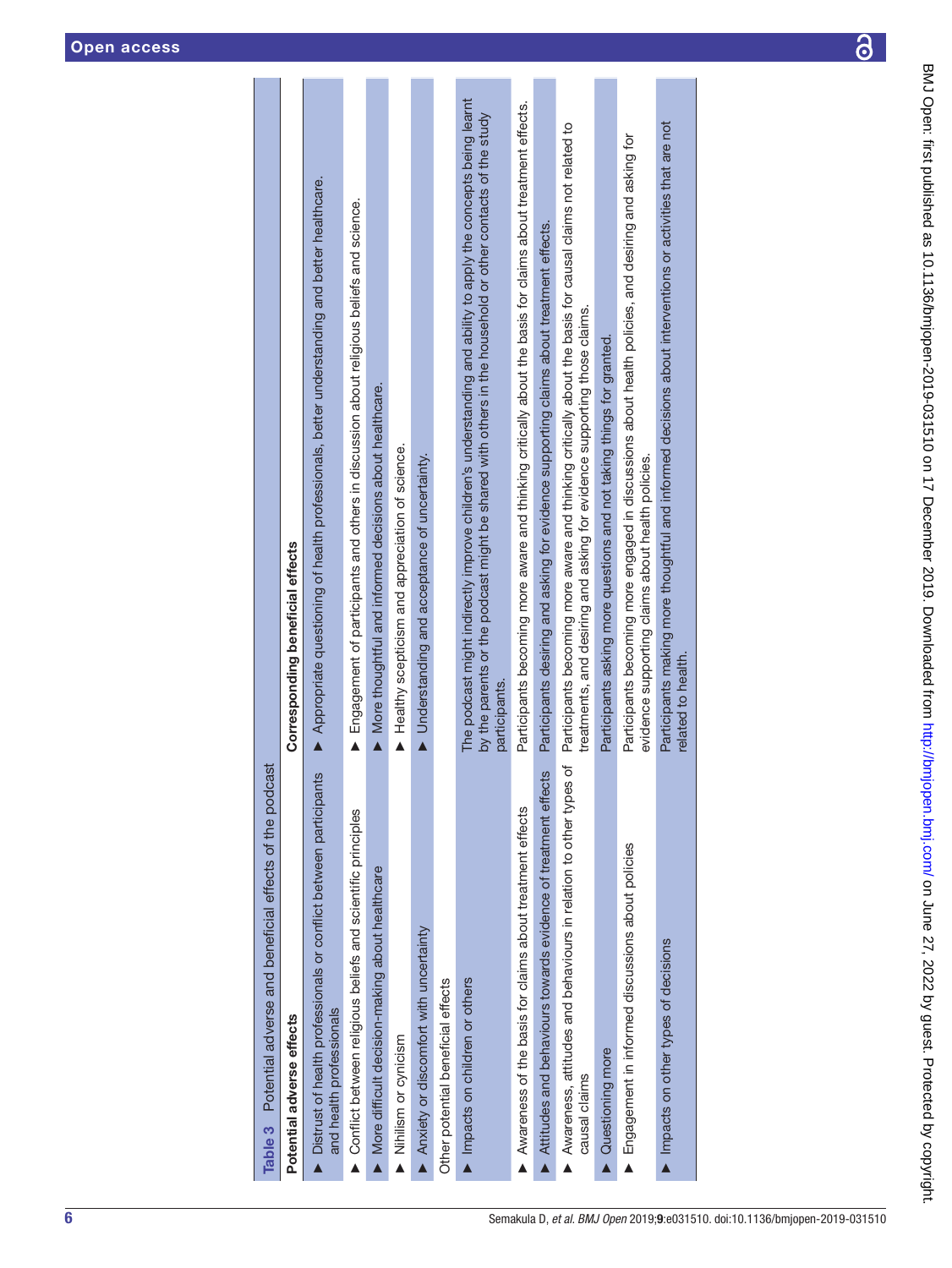Table 3 Potential adverse and beneficial effects of the podcast

| Potential adverse effects | Corresponding beneficial effects |
|---|---|
| ▶ Distrust of health professionals or conflict between participants and health professionals | ▶ Appropriate questioning of health professionals, better understanding and better healthcare. |
| ▶ Conflict between religious beliefs and scientific principles | ▶ Engagement of participants and others in discussion about religious beliefs and science. |
| ▶ More difficult decision-making about healthcare | ▶ More thoughtful and informed decisions about healthcare. |
| ▶ Nihilism or cynicism | ▶ Healthy scepticism and appreciation of science. |
| ▶ Anxiety or discomfort with uncertainty | ▶ Understanding and acceptance of uncertainty. |
| Other potential beneficial effects | |
| ▶ Impacts on children or others | The podcast might indirectly improve children's understanding and ability to apply the concepts being learnt by the parents or the podcast might be shared with others in the household or other contacts of the study participants. |
| ▶ Awareness of the basis for claims about treatment effects | Participants becoming more aware and thinking critically about the basis for claims about treatment effects. |
| ▶ Attitudes and behaviours towards evidence of treatment effects | Participants desiring and asking for evidence supporting claims about treatment effects. |
| ▶ Awareness, attitudes and behaviours in relation to other types of causal claims | Participants becoming more aware and thinking critically about the basis for causal claims not related to treatments, and desiring and asking for evidence supporting those claims. |
| ▶ Questioning more | Participants asking more questions and not taking things for granted. |
| ▶ Engagement in informed discussions about policies | Participants becoming more engaged in discussions about health policies, and desiring and asking for evidence supporting claims about health policies. |
| ▶ Impacts on other types of decisions | Participants making more thoughtful and informed decisions about interventions or activities that are not related to health. |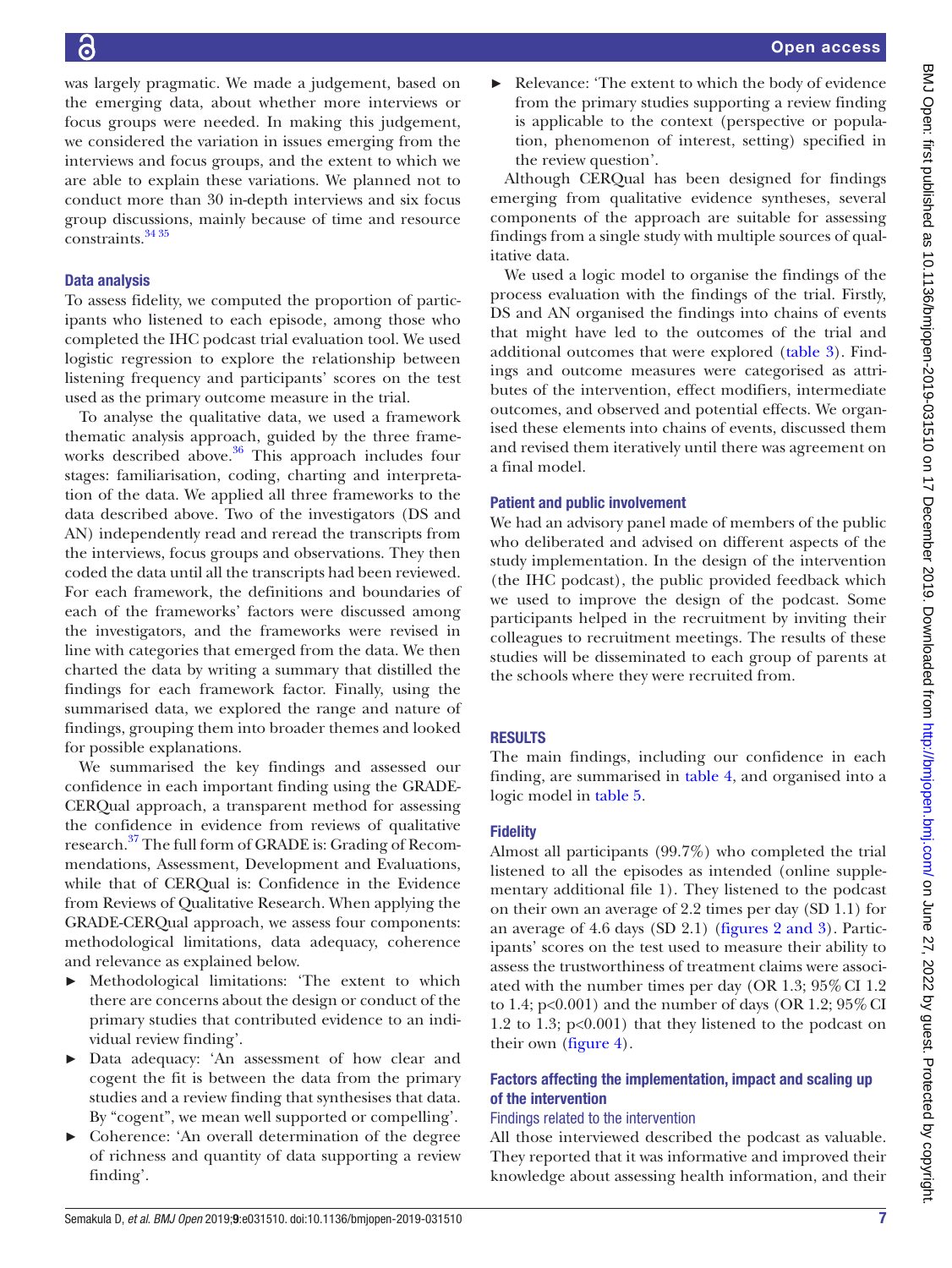was largely pragmatic. We made a judgement, based on the emerging data, about whether more interviews or focus groups were needed. In making this judgement, we considered the variation in issues emerging from the interviews and focus groups, and the extent to which we are able to explain these variations. We planned not to conduct more than 30 in-depth interviews and six focus group discussions, mainly because of time and resource constraints.[34 35]

### Data analysis

To assess fidelity, we computed the proportion of participants who listened to each episode, among those who completed the IHC podcast trial evaluation tool. We used logistic regression to explore the relationship between listening frequency and participants' scores on the test used as the primary outcome measure in the trial.

To analyse the qualitative data, we used a framework thematic analysis approach, guided by the three frameworks described above.[36] This approach includes four stages: familiarisation, coding, charting and interpretation of the data. We applied all three frameworks to the data described above. Two of the investigators (DS and AN) independently read and reread the transcripts from the interviews, focus groups and observations. They then coded the data until all the transcripts had been reviewed. For each framework, the definitions and boundaries of each of the frameworks' factors were discussed among the investigators, and the frameworks were revised in line with categories that emerged from the data. We then charted the data by writing a summary that distilled the findings for each framework factor. Finally, using the summarised data, we explored the range and nature of findings, grouping them into broader themes and looked for possible explanations.

We summarised the key findings and assessed our confidence in each important finding using the GRADE-CERQual approach, a transparent method for assessing the confidence in evidence from reviews of qualitative research.[37] The full form of GRADE is: Grading of Recommendations, Assessment, Development and Evaluations, while that of CERQual is: Confidence in the Evidence from Reviews of Qualitative Research. When applying the GRADE-CERQual approach, we assess four components: methodological limitations, data adequacy, coherence and relevance as explained below.

- Methodological limitations: 'The extent to which there are concerns about the design or conduct of the primary studies that contributed evidence to an individual review finding'.
- Data adequacy: 'An assessment of how clear and cogent the fit is between the data from the primary studies and a review finding that synthesises that data. By "cogent", we mean well supported or compelling'.
- Coherence: 'An overall determination of the degree of richness and quantity of data supporting a review finding'.
- Relevance: 'The extent to which the body of evidence from the primary studies supporting a review finding is applicable to the context (perspective or population, phenomenon of interest, setting) specified in the review question'.

Although CERQual has been designed for findings emerging from qualitative evidence syntheses, several components of the approach are suitable for assessing findings from a single study with multiple sources of qualitative data.

We used a logic model to organise the findings of the process evaluation with the findings of the trial. Firstly, DS and AN organised the findings into chains of events that might have led to the outcomes of the trial and additional outcomes that were explored (table 3). Findings and outcome measures were categorised as attributes of the intervention, effect modifiers, intermediate outcomes, and observed and potential effects. We organised these elements into chains of events, discussed them and revised them iteratively until there was agreement on a final model.

### Patient and public involvement

We had an advisory panel made of members of the public who deliberated and advised on different aspects of the study implementation. In the design of the intervention (the IHC podcast), the public provided feedback which we used to improve the design of the podcast. Some participants helped in the recruitment by inviting their colleagues to recruitment meetings. The results of these studies will be disseminated to each group of parents at the schools where they were recruited from.

## RESULTS

The main findings, including our confidence in each finding, are summarised in table 4, and organised into a logic model in table 5.

### Fidelity

Almost all participants (99.7%) who completed the trial listened to all the episodes as intended (online supplementary additional file 1). They listened to the podcast on their own an average of 2.2 times per day (SD 1.1) for an average of 4.6 days (SD 2.1) (figures 2 and 3). Participants' scores on the test used to measure their ability to assess the trustworthiness of treatment claims were associated with the number times per day (OR 1.3; 95% CI 1.2 to 1.4; $p<0.001$) and the number of days (OR 1.2; 95% CI 1.2 to 1.3; $p<0.001$) that they listened to the podcast on their own (figure 4).

### Factors affecting the implementation, impact and scaling up of the intervention

#### Findings related to the intervention

All those interviewed described the podcast as valuable. They reported that it was informative and improved their knowledge about assessing health information, and their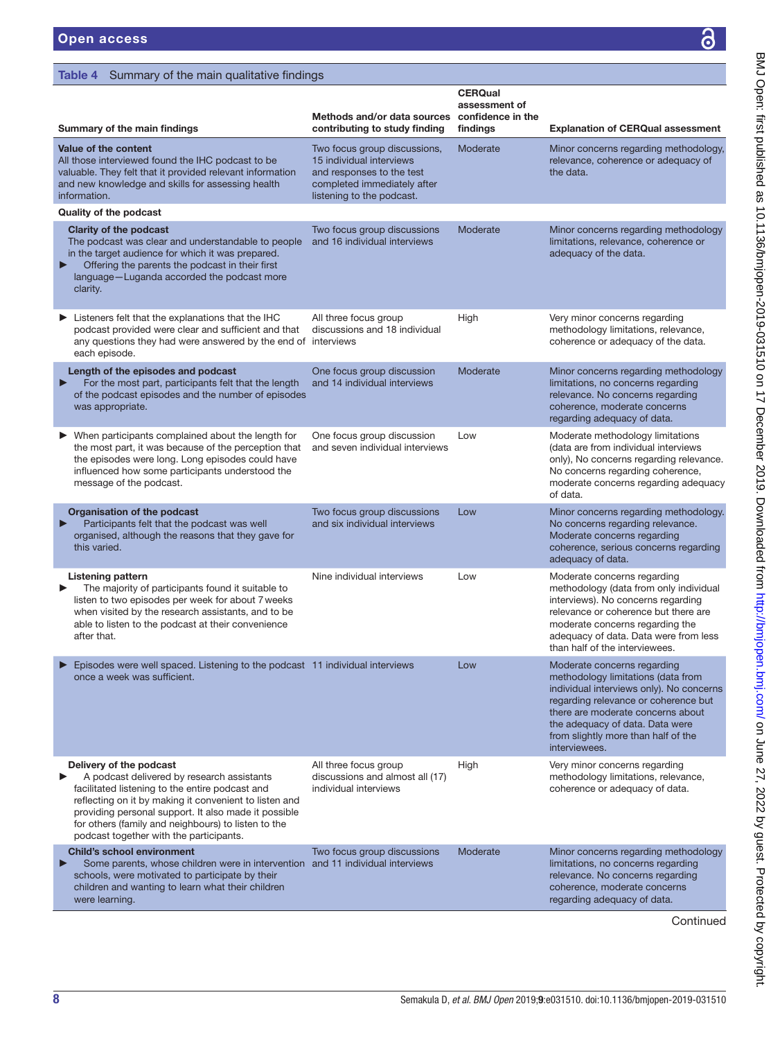Table 4 Summary of the main qualitative findings

| Summary of the main findings | Methods and/or data sources contributing to study finding | CERQual assessment of confidence in the findings | Explanation of CERQual assessment |
|---|---|---|---|
| **Value of the content** All those interviewed found the IHC podcast to be valuable. They felt that it provided relevant information and new knowledge and skills for assessing health information. | Two focus group discussions, 15 individual interviews and responses to the test completed immediately after listening to the podcast. | Moderate | Minor concerns regarding methodology, relevance, coherence or adequacy of the data. |
| **Quality of the podcast** | | | |
| **Clarity of the podcast** The podcast was clear and understandable to people in the target audience for which it was prepared. ▶ Offering the parents the podcast in their first language—Luganda accorded the podcast more clarity. | Two focus group discussions and 16 individual interviews | Moderate | Minor concerns regarding methodology limitations, relevance, coherence or adequacy of the data. |
| ▶ Listeners felt that the explanations that the IHC podcast provided were clear and sufficient and that any questions they had were answered by the end of each episode. | All three focus group discussions and 18 individual interviews | High | Very minor concerns regarding methodology limitations, relevance, coherence or adequacy of the data. |
| **Length of the episodes and podcast** ▶ For the most part, participants felt that the length of the podcast episodes and the number of episodes was appropriate. | One focus group discussion and 14 individual interviews | Moderate | Minor concerns regarding methodology limitations, no concerns regarding relevance. No concerns regarding coherence, moderate concerns regarding adequacy of data. |
| ▶ When participants complained about the length for the most part, it was because of the perception that the episodes were long. Long episodes could have influenced how some participants understood the message of the podcast. | One focus group discussion and seven individual interviews | Low | Moderate methodology limitations (data are from individual interviews only), No concerns regarding relevance. No concerns regarding coherence, moderate concerns regarding adequacy of data. |
| **Organisation of the podcast** ▶ Participants felt that the podcast was well organised, although the reasons that they gave for this varied. | Two focus group discussions and six individual interviews | Low | Minor concerns regarding methodology. No concerns regarding relevance. Moderate concerns regarding coherence, serious concerns regarding adequacy of data. |
| **Listening pattern** ▶ The majority of participants found it suitable to listen to two episodes per week for about 7 weeks when visited by the research assistants, and to be able to listen to the podcast at their convenience after that. | Nine individual interviews | Low | Moderate concerns regarding methodology (data from only individual interviews). No concerns regarding relevance or coherence but there are moderate concerns regarding the adequacy of data. Data were from less than half of the interviewees. |
| ▶ Episodes were well spaced. Listening to the podcast once a week was sufficient. | 11 individual interviews | Low | Moderate concerns regarding methodology limitations (data from individual interviews only). No concerns regarding relevance or coherence but there are moderate concerns about the adequacy of data. Data were from slightly more than half of the interviewees. |
| **Delivery of the podcast** ▶ A podcast delivered by research assistants facilitated listening to the entire podcast and reflecting on it by making it convenient to listen and providing personal support. It also made it possible for others (family and neighbours) to listen to the podcast together with the participants. | All three focus group discussions and almost all (17) individual interviews | High | Very minor concerns regarding methodology limitations, relevance, coherence or adequacy of data. |
| **Child's school environment** ▶ Some parents, whose children were in intervention schools, were motivated to participate by their children and wanting to learn what their children were learning. | Two focus group discussions and 11 individual interviews | Moderate | Minor concerns regarding methodology limitations, no concerns regarding relevance. No concerns regarding coherence, moderate concerns regarding adequacy of data. |

Continued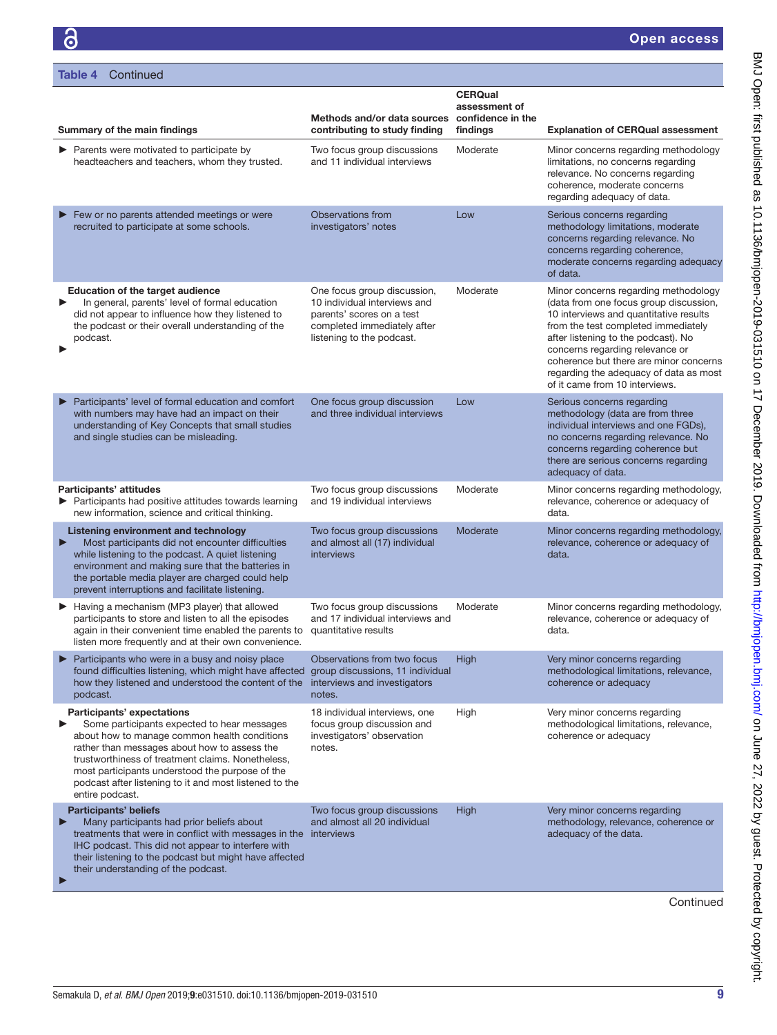**Table 4** Continued

| Summary of the main findings | Methods and/or data sources contributing to study finding | CERQual assessment of confidence in the findings | Explanation of CERQual assessment |
|---|---|---|---|
| ► Parents were motivated to participate by headteachers and teachers, whom they trusted. | Two focus group discussions and 11 individual interviews | Moderate | Minor concerns regarding methodology limitations, no concerns regarding relevance. No concerns regarding coherence, moderate concerns regarding adequacy of data. |
| ► Few or no parents attended meetings or were recruited to participate at some schools. | Observations from investigators' notes | Low | Serious concerns regarding methodology limitations, moderate concerns regarding relevance. No concerns regarding coherence, moderate concerns regarding adequacy of data. |
| **Education of the target audience**<br>► In general, parents' level of formal education did not appear to influence how they listened to the podcast or their overall understanding of the podcast.<br>► | One focus group discussion, 10 individual interviews and parents' scores on a test completed immediately after listening to the podcast. | Moderate | Minor concerns regarding methodology (data from one focus group discussion, 10 interviews and quantitative results from the test completed immediately after listening to the podcast). No concerns regarding relevance or coherence but there are minor concerns regarding the adequacy of data as most of it came from 10 interviews. |
| ► Participants' level of formal education and comfort with numbers may have had an impact on their understanding of Key Concepts that small studies and single studies can be misleading. | One focus group discussion and three individual interviews | Low | Serious concerns regarding methodology (data are from three individual interviews and one FGDs), no concerns regarding relevance. No concerns regarding coherence but there are serious concerns regarding adequacy of data. |
| **Participants' attitudes**<br>► Participants had positive attitudes towards learning new information, science and critical thinking. | Two focus group discussions and 19 individual interviews | Moderate | Minor concerns regarding methodology, relevance, coherence or adequacy of data. |
| **Listening environment and technology**<br>► Most participants did not encounter difficulties while listening to the podcast. A quiet listening environment and making sure that the batteries in the portable media player are charged could help prevent interruptions and facilitate listening. | Two focus group discussions and almost all (17) individual interviews | Moderate | Minor concerns regarding methodology, relevance, coherence or adequacy of data. |
| ► Having a mechanism (MP3 player) that allowed participants to store and listen to all the episodes again in their convenient time enabled the parents to listen more frequently and at their own convenience. | Two focus group discussions and 17 individual interviews and quantitative results | Moderate | Minor concerns regarding methodology, relevance, coherence or adequacy of data. |
| ► Participants who were in a busy and noisy place found difficulties listening, which might have affected how they listened and understood the content of the podcast. | Observations from two focus group discussions, 11 individual interviews and investigators notes. | High | Very minor concerns regarding methodological limitations, relevance, coherence or adequacy |
| **Participants' expectations**<br>► Some participants expected to hear messages about how to manage common health conditions rather than messages about how to assess the trustworthiness of treatment claims. Nonetheless, most participants understood the purpose of the podcast after listening to it and most listened to the entire podcast. | 18 individual interviews, one focus group discussion and investigators' observation notes. | High | Very minor concerns regarding methodological limitations, relevance, coherence or adequacy |
| **Participants' beliefs**<br>► Many participants had prior beliefs about treatments that were in conflict with messages in the IHC podcast. This did not appear to interfere with their listening to the podcast but might have affected their understanding of the podcast.<br>► | Two focus group discussions and almost all 20 individual interviews | High | Very minor concerns regarding methodology, relevance, coherence or adequacy of the data. |

Continued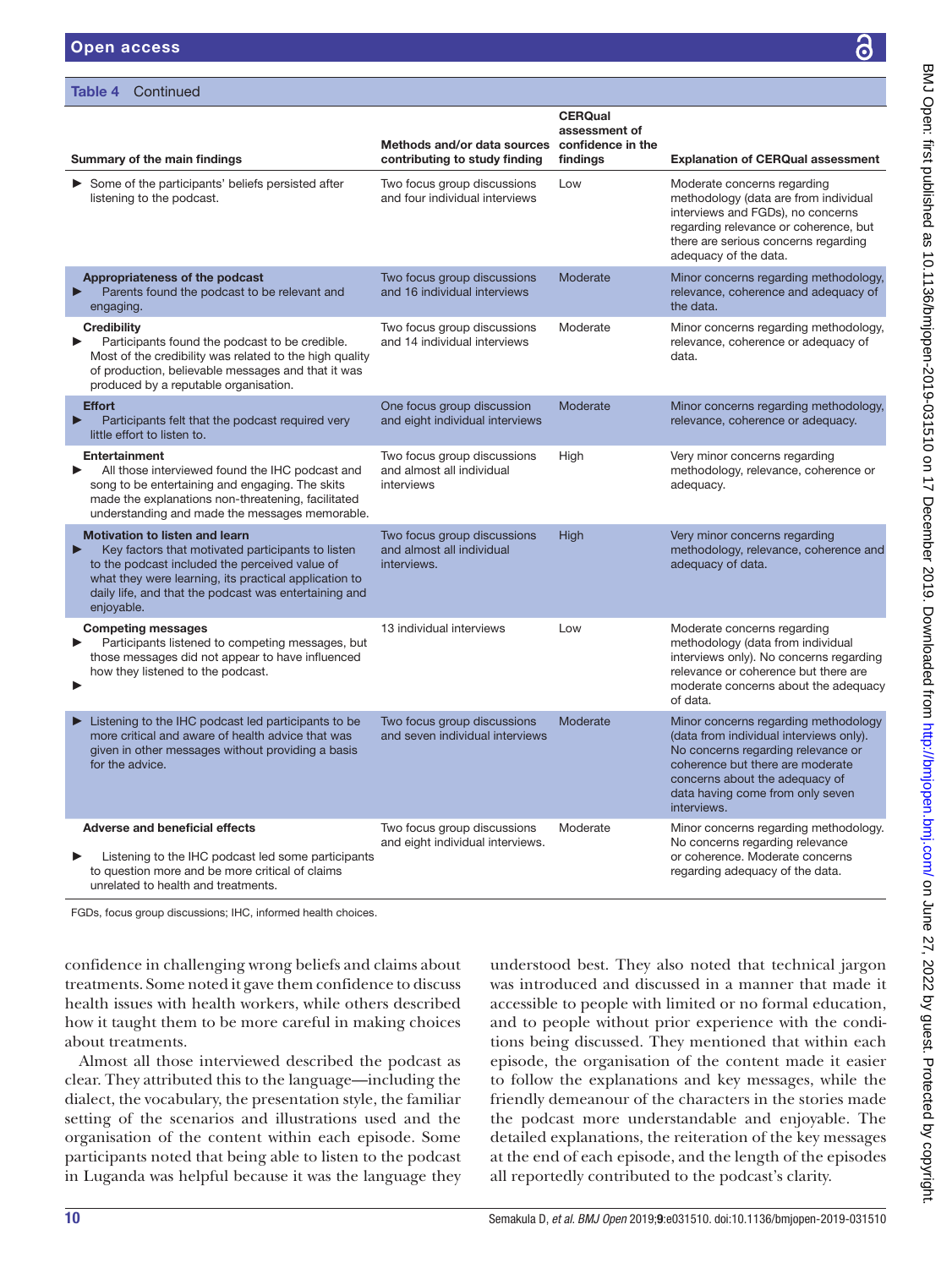**Table 4** Continued

| Summary of the main findings | Methods and/or data sources contributing to study finding | CERQual assessment of confidence in the findings | Explanation of CERQual assessment |
|---|---|---|---|
| ▶ Some of the participants' beliefs persisted after listening to the podcast. | Two focus group discussions and four individual interviews | Low | Moderate concerns regarding methodology (data are from individual interviews and FGDs), no concerns regarding relevance or coherence, but there are serious concerns regarding adequacy of the data. |
| **Appropriateness of the podcast** ▶ Parents found the podcast to be relevant and engaging. | Two focus group discussions and 16 individual interviews | Moderate | Minor concerns regarding methodology, relevance, coherence and adequacy of the data. |
| **Credibility** ▶ Participants found the podcast to be credible. Most of the credibility was related to the high quality of production, believable messages and that it was produced by a reputable organisation. | Two focus group discussions and 14 individual interviews | Moderate | Minor concerns regarding methodology, relevance, coherence or adequacy of data. |
| **Effort** ▶ Participants felt that the podcast required very little effort to listen to. | One focus group discussion and eight individual interviews | Moderate | Minor concerns regarding methodology, relevance, coherence or adequacy. |
| **Entertainment** ▶ All those interviewed found the IHC podcast and song to be entertaining and engaging. The skits made the explanations non-threatening, facilitated understanding and made the messages memorable. | Two focus group discussions and almost all individual interviews | High | Very minor concerns regarding methodology, relevance, coherence or adequacy. |
| **Motivation to listen and learn** ▶ Key factors that motivated participants to listen to the podcast included the perceived value of what they were learning, its practical application to daily life, and that the podcast was entertaining and enjoyable. | Two focus group discussions and almost all individual interviews. | High | Very minor concerns regarding methodology, relevance, coherence and adequacy of data. |
| **Competing messages** ▶ Participants listened to competing messages, but those messages did not appear to have influenced how they listened to the podcast. ▶ | 13 individual interviews | Low | Moderate concerns regarding methodology (data from individual interviews only). No concerns regarding relevance or coherence but there are moderate concerns about the adequacy of data. |
| ▶ Listening to the IHC podcast led participants to be more critical and aware of health advice that was given in other messages without providing a basis for the advice. | Two focus group discussions and seven individual interviews | Moderate | Minor concerns regarding methodology (data from individual interviews only). No concerns regarding relevance or coherence but there are moderate concerns about the adequacy of data having come from only seven interviews. |
| **Adverse and beneficial effects** ▶ Listening to the IHC podcast led some participants to question more and be more critical of claims unrelated to health and treatments. | Two focus group discussions and eight individual interviews. | Moderate | Minor concerns regarding methodology. No concerns regarding relevance or coherence. Moderate concerns regarding adequacy of the data. |

FGDs, focus group discussions; IHC, informed health choices.

confidence in challenging wrong beliefs and claims about treatments. Some noted it gave them confidence to discuss health issues with health workers, while others described how it taught them to be more careful in making choices about treatments.

Almost all those interviewed described the podcast as clear. They attributed this to the language—including the dialect, the vocabulary, the presentation style, the familiar setting of the scenarios and illustrations used and the organisation of the content within each episode. Some participants noted that being able to listen to the podcast in Luganda was helpful because it was the language they understood best. They also noted that technical jargon was introduced and discussed in a manner that made it accessible to people with limited or no formal education, and to people without prior experience with the conditions being discussed. They mentioned that within each episode, the organisation of the content made it easier to follow the explanations and key messages, while the friendly demeanour of the characters in the stories made the podcast more understandable and enjoyable. The detailed explanations, the reiteration of the key messages at the end of each episode, and the length of the episodes all reportedly contributed to the podcast's clarity.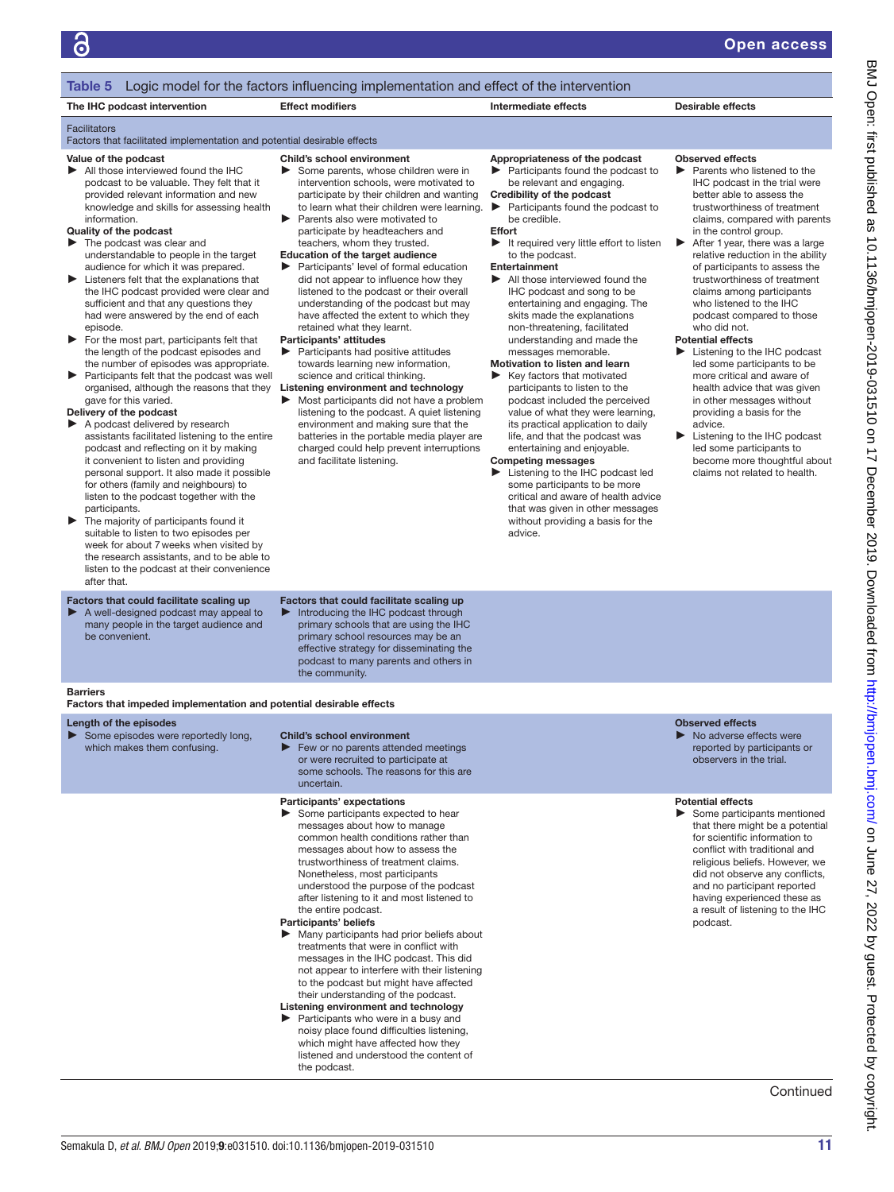**Table 5** Logic model for the factors influencing implementation and effect of the intervention

| The IHC podcast intervention | Effect modifiers | Intermediate effects | Desirable effects |
|---|---|---|---|
| **Facilitators** Factors that facilitated implementation and potential desirable effects | | | |
| **Value of the podcast**<br>▶ All those interviewed found the IHC podcast to be valuable. They felt that it provided relevant information and new knowledge and skills for assessing health information.<br>**Quality of the podcast**<br>▶ The podcast was clear and understandable to people in the target audience for which it was prepared.<br>▶ Listeners felt that the explanations that the IHC podcast provided were clear and sufficient and that any questions they had were answered by the end of each episode.<br>▶ For the most part, participants felt that the length of the podcast episodes and the number of episodes was appropriate.<br>▶ Participants felt that the podcast was well organised, although the reasons that they gave for this varied.<br>**Delivery of the podcast**<br>▶ A podcast delivered by research assistants facilitated listening to the entire podcast and reflecting on it by making it convenient to listen and providing personal support. It also made it possible for others (family and neighbours) to listen to the podcast together with the participants.<br>▶ The majority of participants found it suitable to listen to two episodes per week for about 7 weeks when visited by the research assistants, and to be able to listen to the podcast at their convenience after that. | **Child's school environment**<br>▶ Some parents, whose children were in intervention schools, were motivated to participate by their children and wanting to learn what their children were learning.<br>▶ Parents also were motivated to participate by headteachers and teachers, whom they trusted.<br>**Education of the target audience**<br>▶ Participants' level of formal education did not appear to influence how they listened to the podcast or their overall understanding of the podcast but may have affected the extent to which they retained what they learnt.<br>**Participants' attitudes**<br>▶ Participants had positive attitudes towards learning new information, science and critical thinking.<br>**Listening environment and technology**<br>▶ Most participants did not have a problem listening to the podcast. A quiet listening environment and making sure that the batteries in the portable media player are charged could help prevent interruptions and facilitate listening. | **Appropriateness of the podcast**<br>▶ Participants found the podcast to be relevant and engaging.<br>**Credibility of the podcast**<br>▶ Participants found the podcast to be credible.<br>**Effort**<br>▶ It required very little effort to listen to the podcast.<br>**Entertainment**<br>▶ All those interviewed found the IHC podcast and song to be entertaining and engaging. The skits made the explanations non-threatening, facilitated understanding and made the messages memorable.<br>**Motivation to listen and learn**<br>▶ Key factors that motivated participants to listen to the podcast included the perceived value of what they were learning, its practical application to daily life, and that the podcast was entertaining and enjoyable.<br>**Competing messages**<br>▶ Listening to the IHC podcast led some participants to be more critical and aware of health advice that was given in other messages without providing a basis for the advice. | **Observed effects**<br>▶ Parents who listened to the IHC podcast in the trial were better able to assess the trustworthiness of treatment claims, compared with parents in the control group.<br>▶ After 1 year, there was a large relative reduction in the ability of participants to assess the trustworthiness of treatment claims among participants who listened to the IHC podcast compared to those who did not.<br>**Potential effects**<br>▶ Listening to the IHC podcast led some participants to be more critical and aware of health advice that was given in other messages without providing a basis for the advice.<br>▶ Listening to the IHC podcast led some participants to become more thoughtful about claims not related to health. |
| **Factors that could facilitate scaling up**<br>▶ A well-designed podcast may appeal to many people in the target audience and be convenient. | **Factors that could facilitate scaling up**<br>▶ Introducing the IHC podcast through primary schools that are using the IHC primary school resources may be an effective strategy for disseminating the podcast to many parents and others in the community. | | |
| **Barriers** Factors that impeded implementation and potential desirable effects | | | |
| **Length of the episodes**<br>▶ Some episodes were reportedly long, which makes them confusing. | **Child's school environment**<br>▶ Few or no parents attended meetings or were recruited to participate at some schools. The reasons for this are uncertain. | | **Observed effects**<br>▶ No adverse effects were reported by participants or observers in the trial. |
| | **Participants' expectations**<br>▶ Some participants expected to hear messages about how to manage common health conditions rather than messages about how to assess the trustworthiness of treatment claims. Nonetheless, most participants understood the purpose of the podcast after listening to it and most listened to the entire podcast.<br>**Participants' beliefs**<br>▶ Many participants had prior beliefs about treatments that were in conflict with messages in the IHC podcast. This did not appear to interfere with their listening to the podcast but might have affected their understanding of the podcast.<br>**Listening environment and technology**<br>▶ Participants who were in a busy and noisy place found difficulties listening, which might have affected how they listened and understood the content of the podcast. | | **Potential effects**<br>▶ Some participants mentioned that there might be a potential for scientific information to conflict with traditional and religious beliefs. However, we did not observe any conflicts, and no participant reported having experienced these as a result of listening to the IHC podcast. |

Continued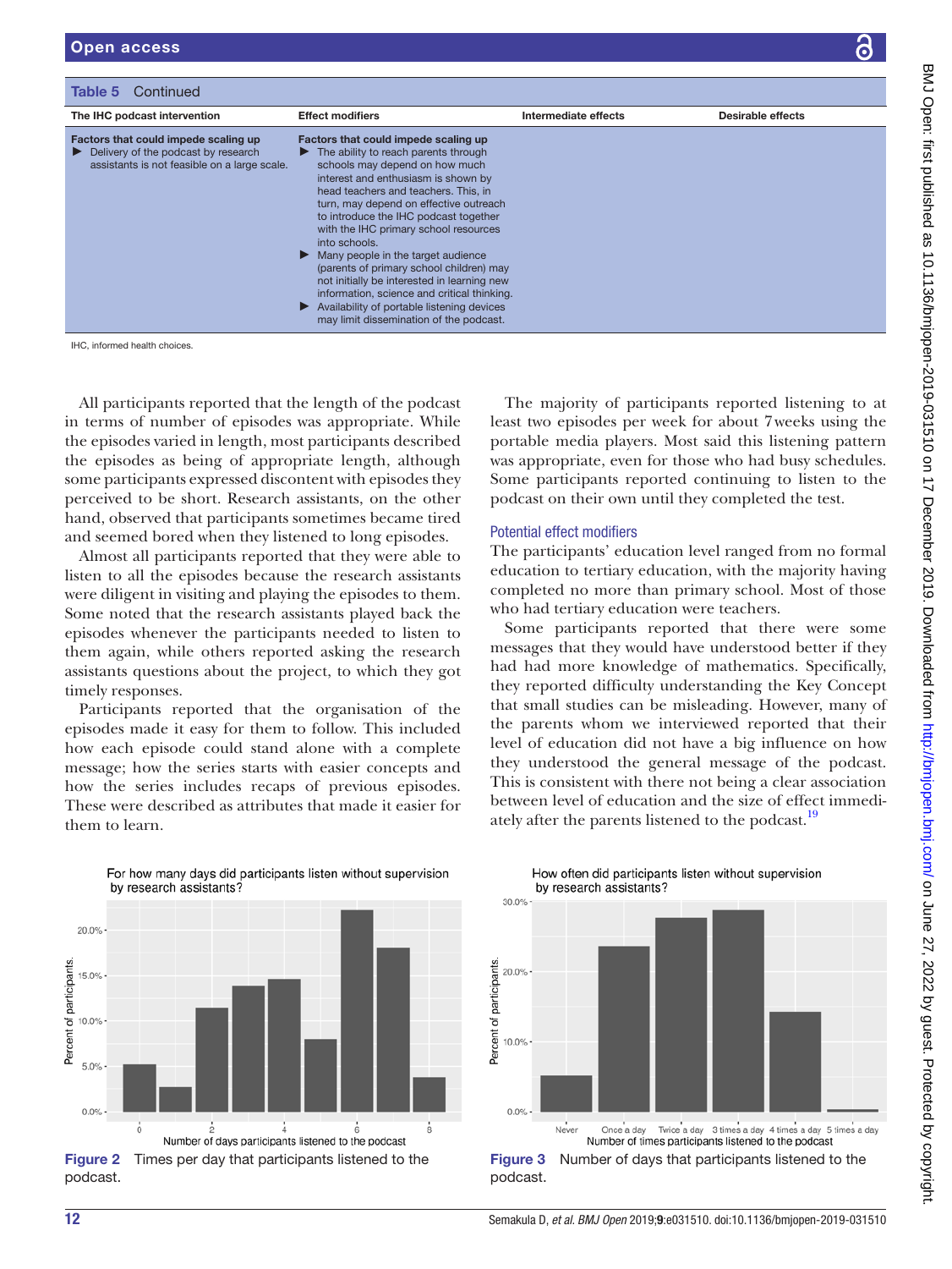**Table 5** Continued

| The IHC podcast intervention | Effect modifiers | Intermediate effects | Desirable effects |
|---|---|---|---|
| **Factors that could impede scaling up**<br>▶ Delivery of the podcast by research assistants is not feasible on a large scale. | **Factors that could impede scaling up**<br>▶ The ability to reach parents through schools may depend on how much interest and enthusiasm is shown by head teachers and teachers. This, in turn, may depend on effective outreach to introduce the IHC podcast together with the IHC primary school resources into schools.<br>▶ Many people in the target audience (parents of primary school children) may not initially be interested in learning new information, science and critical thinking.<br>▶ Availability of portable listening devices may limit dissemination of the podcast. | | |

IHC, informed health choices.

All participants reported that the length of the podcast in terms of number of episodes was appropriate. While the episodes varied in length, most participants described the episodes as being of appropriate length, although some participants expressed discontent with episodes they perceived to be short. Research assistants, on the other hand, observed that participants sometimes became tired and seemed bored when they listened to long episodes.

Almost all participants reported that they were able to listen to all the episodes because the research assistants were diligent in visiting and playing the episodes to them. Some noted that the research assistants played back the episodes whenever the participants needed to listen to them again, while others reported asking the research assistants questions about the project, to which they got timely responses.

Participants reported that the organisation of the episodes made it easy for them to follow. This included how each episode could stand alone with a complete message; how the series starts with easier concepts and how the series includes recaps of previous episodes. These were described as attributes that made it easier for them to learn.

The majority of participants reported listening to at least two episodes per week for about 7 weeks using the portable media players. Most said this listening pattern was appropriate, even for those who had busy schedules. Some participants reported continuing to listen to the podcast on their own until they completed the test.

## Potential effect modifiers

The participants' education level ranged from no formal education to tertiary education, with the majority having completed no more than primary school. Most of those who had tertiary education were teachers.

Some participants reported that there were some messages that they would have understood better if they had had more knowledge of mathematics. Specifically, they reported difficulty understanding the Key Concept that small studies can be misleading. However, many of the parents whom we interviewed reported that their level of education did not have a big influence on how they understood the general message of the podcast. This is consistent with there not being a clear association between level of education and the size of effect immediately after the parents listened to the podcast.[19]

For how many days did participants listen without supervision by research assistants?
Percent of participants.
0.0%
5.0%
10.0%
15.0%
20.0%
0
2
4
6
8
Number of days participants listened to the podcast

**Figure 2** Times per day that participants listened to the podcast.

How often did participants listen without supervision by research assistants?
Percent of participants.
0.0%
10.0%
20.0%
30.0%
Never
Once a day
Twice a day
3 times a day
4 times a day
5 times a day
Number of times participants listened to the podcast

**Figure 3** Number of days that participants listened to the podcast.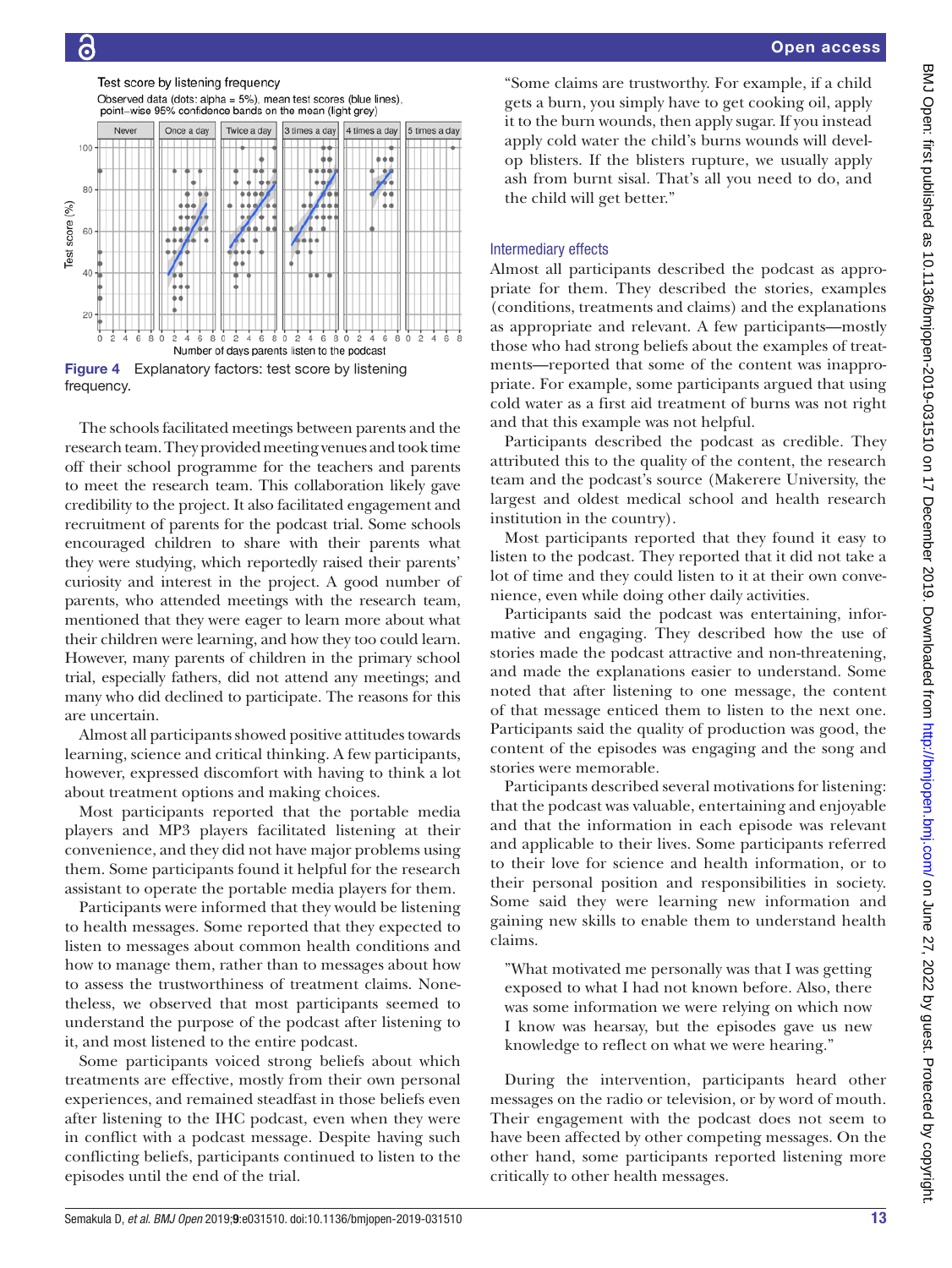Test score by listening frequency

Observed data (dots: alpha = 5%), mean test scores (blue lines), point-wise 95% confidence bands on the mean (light grey)

Never | Once a day | Twice a day | 3 times a day | 4 times a day | 5 times a day

Test score (%)

100
80
60
40
20

0 2 4 6 8

Number of days parents listen to the podcast

**Figure 4** Explanatory factors: test score by listening frequency.

The schools facilitated meetings between parents and the research team. They provided meeting venues and took time off their school programme for the teachers and parents to meet the research team. This collaboration likely gave credibility to the project. It also facilitated engagement and recruitment of parents for the podcast trial. Some schools encouraged children to share with their parents what they were studying, which reportedly raised their parents' curiosity and interest in the project. A good number of parents, who attended meetings with the research team, mentioned that they were eager to learn more about what their children were learning, and how they too could learn. However, many parents of children in the primary school trial, especially fathers, did not attend any meetings; and many who did declined to participate. The reasons for this are uncertain.

Almost all participants showed positive attitudes towards learning, science and critical thinking. A few participants, however, expressed discomfort with having to think a lot about treatment options and making choices.

Most participants reported that the portable media players and MP3 players facilitated listening at their convenience, and they did not have major problems using them. Some participants found it helpful for the research assistant to operate the portable media players for them.

Participants were informed that they would be listening to health messages. Some reported that they expected to listen to messages about common health conditions and how to manage them, rather than to messages about how to assess the trustworthiness of treatment claims. Nonetheless, we observed that most participants seemed to understand the purpose of the podcast after listening to it, and most listened to the entire podcast.

Some participants voiced strong beliefs about which treatments are effective, mostly from their own personal experiences, and remained steadfast in those beliefs even after listening to the IHC podcast, even when they were in conflict with a podcast message. Despite having such conflicting beliefs, participants continued to listen to the episodes until the end of the trial.

> "Some claims are trustworthy. For example, if a child gets a burn, you simply have to get cooking oil, apply it to the burn wounds, then apply sugar. If you instead apply cold water the child's burns wounds will develop blisters. If the blisters rupture, we usually apply ash from burnt sisal. That's all you need to do, and the child will get better."

### Intermediary effects

Almost all participants described the podcast as appropriate for them. They described the stories, examples (conditions, treatments and claims) and the explanations as appropriate and relevant. A few participants—mostly those who had strong beliefs about the examples of treatments—reported that some of the content was inappropriate. For example, some participants argued that using cold water as a first aid treatment of burns was not right and that this example was not helpful.

Participants described the podcast as credible. They attributed this to the quality of the content, the research team and the podcast's source (Makerere University, the largest and oldest medical school and health research institution in the country).

Most participants reported that they found it easy to listen to the podcast. They reported that it did not take a lot of time and they could listen to it at their own convenience, even while doing other daily activities.

Participants said the podcast was entertaining, informative and engaging. They described how the use of stories made the podcast attractive and non-threatening, and made the explanations easier to understand. Some noted that after listening to one message, the content of that message enticed them to listen to the next one. Participants said the quality of production was good, the content of the episodes was engaging and the song and stories were memorable.

Participants described several motivations for listening: that the podcast was valuable, entertaining and enjoyable and that the information in each episode was relevant and applicable to their lives. Some participants referred to their love for science and health information, or to their personal position and responsibilities in society. Some said they were learning new information and gaining new skills to enable them to understand health claims.

> "What motivated me personally was that I was getting exposed to what I had not known before. Also, there was some information we were relying on which now I know was hearsay, but the episodes gave us new knowledge to reflect on what we were hearing."

During the intervention, participants heard other messages on the radio or television, or by word of mouth. Their engagement with the podcast does not seem to have been affected by other competing messages. On the other hand, some participants reported listening more critically to other health messages.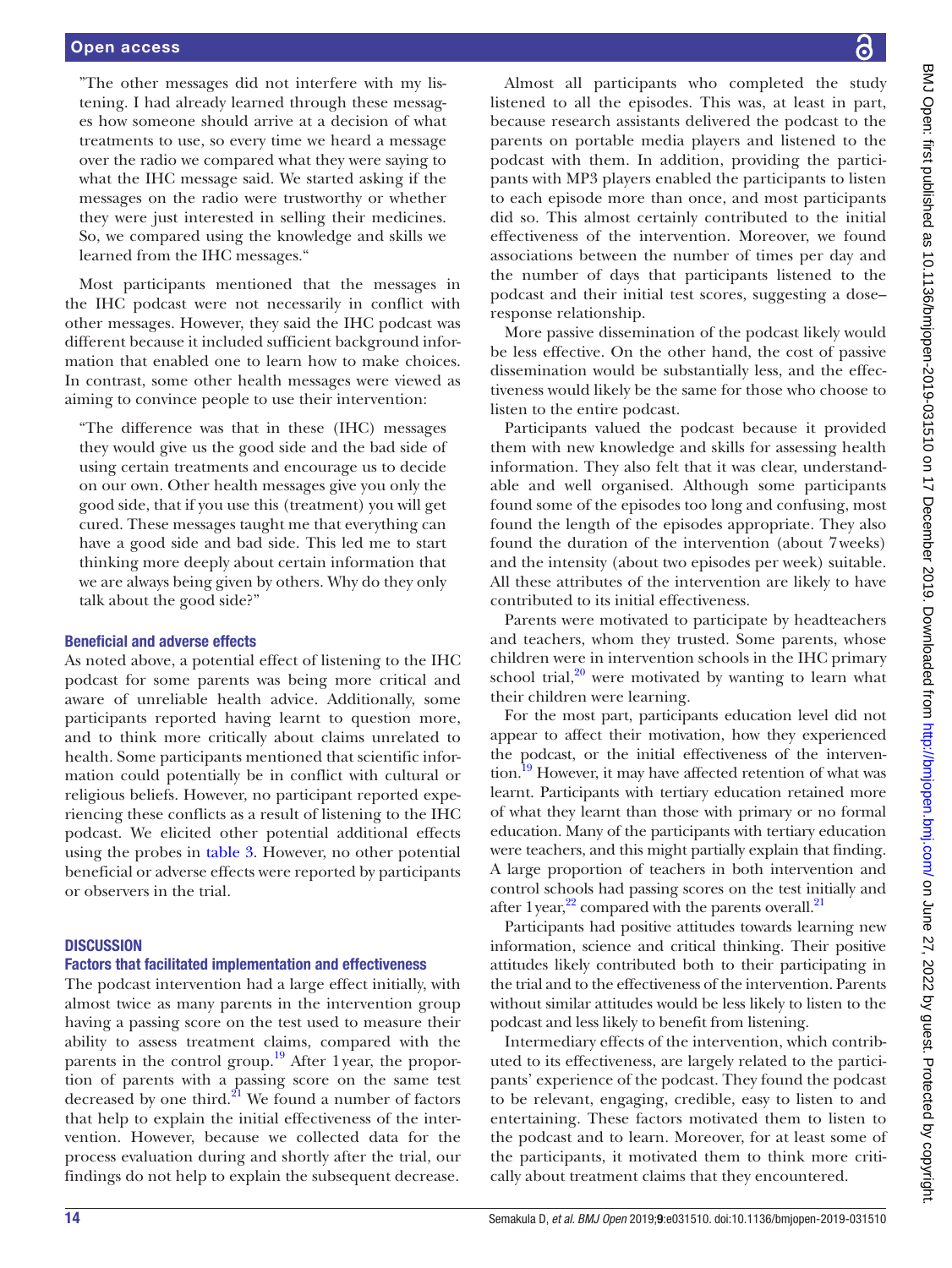"The other messages did not interfere with my listening. I had already learned through these messages how someone should arrive at a decision of what treatments to use, so every time we heard a message over the radio we compared what they were saying to what the IHC message said. We started asking if the messages on the radio were trustworthy or whether they were just interested in selling their medicines. So, we compared using the knowledge and skills we learned from the IHC messages."

Most participants mentioned that the messages in the IHC podcast were not necessarily in conflict with other messages. However, they said the IHC podcast was different because it included sufficient background information that enabled one to learn how to make choices. In contrast, some other health messages were viewed as aiming to convince people to use their intervention:

"The difference was that in these (IHC) messages they would give us the good side and the bad side of using certain treatments and encourage us to decide on our own. Other health messages give you only the good side, that if you use this (treatment) you will get cured. These messages taught me that everything can have a good side and bad side. This led me to start thinking more deeply about certain information that we are always being given by others. Why do they only talk about the good side?"

### Beneficial and adverse effects

As noted above, a potential effect of listening to the IHC podcast for some parents was being more critical and aware of unreliable health advice. Additionally, some participants reported having learnt to question more, and to think more critically about claims unrelated to health. Some participants mentioned that scientific information could potentially be in conflict with cultural or religious beliefs. However, no participant reported experiencing these conflicts as a result of listening to the IHC podcast. We elicited other potential additional effects using the probes in table 3. However, no other potential beneficial or adverse effects were reported by participants or observers in the trial.

## DISCUSSION

### Factors that facilitated implementation and effectiveness

The podcast intervention had a large effect initially, with almost twice as many parents in the intervention group having a passing score on the test used to measure their ability to assess treatment claims, compared with the parents in the control group.[19] After 1 year, the proportion of parents with a passing score on the same test decreased by one third.[21] We found a number of factors that help to explain the initial effectiveness of the intervention. However, because we collected data for the process evaluation during and shortly after the trial, our findings do not help to explain the subsequent decrease.

Almost all participants who completed the study listened to all the episodes. This was, at least in part, because research assistants delivered the podcast to the parents on portable media players and listened to the podcast with them. In addition, providing the participants with MP3 players enabled the participants to listen to each episode more than once, and most participants did so. This almost certainly contributed to the initial effectiveness of the intervention. Moreover, we found associations between the number of times per day and the number of days that participants listened to the podcast and their initial test scores, suggesting a dose–response relationship.

More passive dissemination of the podcast likely would be less effective. On the other hand, the cost of passive dissemination would be substantially less, and the effectiveness would likely be the same for those who choose to listen to the entire podcast.

Participants valued the podcast because it provided them with new knowledge and skills for assessing health information. They also felt that it was clear, understandable and well organised. Although some participants found some of the episodes too long and confusing, most found the length of the episodes appropriate. They also found the duration of the intervention (about 7 weeks) and the intensity (about two episodes per week) suitable. All these attributes of the intervention are likely to have contributed to its initial effectiveness.

Parents were motivated to participate by headteachers and teachers, whom they trusted. Some parents, whose children were in intervention schools in the IHC primary school trial,[20] were motivated by wanting to learn what their children were learning.

For the most part, participants education level did not appear to affect their motivation, how they experienced the podcast, or the initial effectiveness of the intervention.[19] However, it may have affected retention of what was learnt. Participants with tertiary education retained more of what they learnt than those with primary or no formal education. Many of the participants with tertiary education were teachers, and this might partially explain that finding. A large proportion of teachers in both intervention and control schools had passing scores on the test initially and after 1 year,[22] compared with the parents overall.[21]

Participants had positive attitudes towards learning new information, science and critical thinking. Their positive attitudes likely contributed both to their participating in the trial and to the effectiveness of the intervention. Parents without similar attitudes would be less likely to listen to the podcast and less likely to benefit from listening.

Intermediary effects of the intervention, which contributed to its effectiveness, are largely related to the participants' experience of the podcast. They found the podcast to be relevant, engaging, credible, easy to listen to and entertaining. These factors motivated them to listen to the podcast and to learn. Moreover, for at least some of the participants, it motivated them to think more critically about treatment claims that they encountered.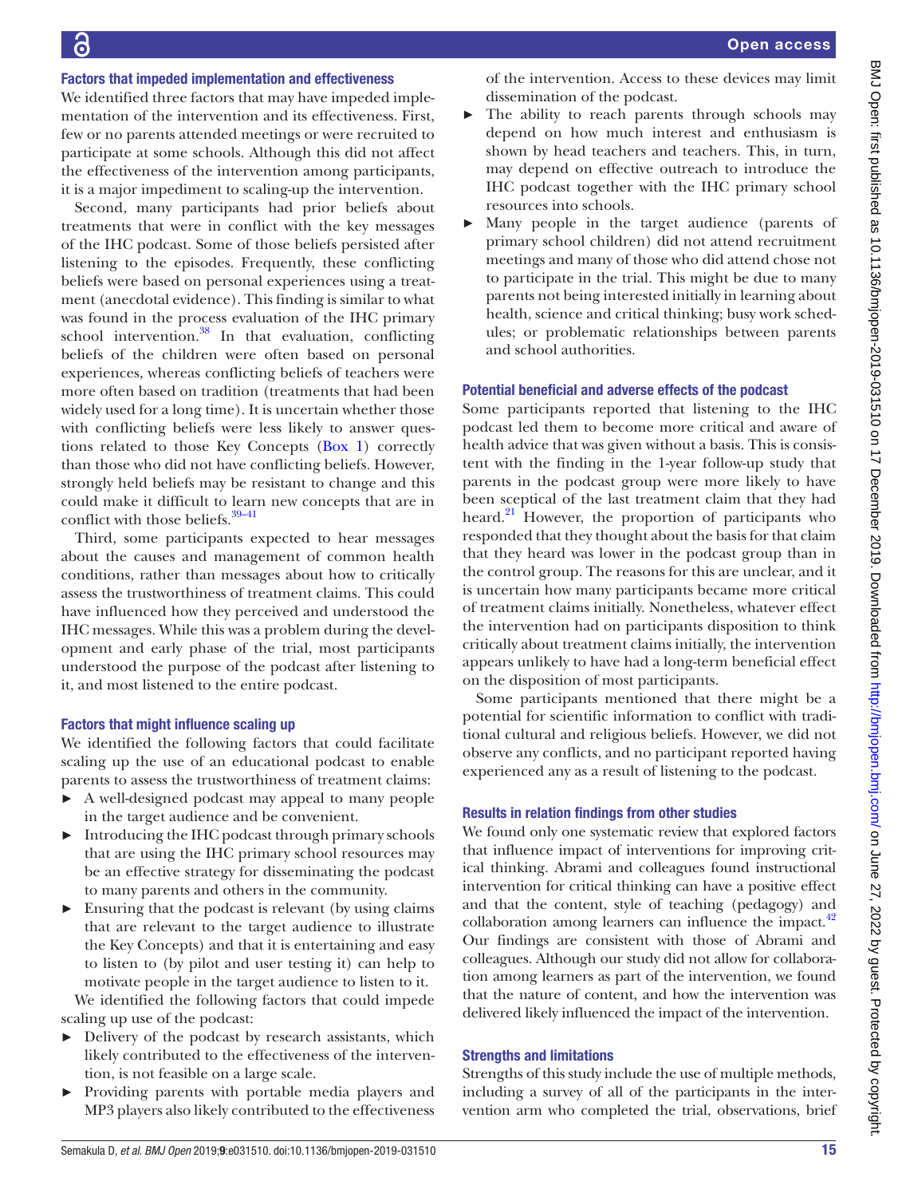### Factors that impeded implementation and effectiveness

We identified three factors that may have impeded implementation of the intervention and its effectiveness. First, few or no parents attended meetings or were recruited to participate at some schools. Although this did not affect the effectiveness of the intervention among participants, it is a major impediment to scaling-up the intervention.

Second, many participants had prior beliefs about treatments that were in conflict with the key messages of the IHC podcast. Some of those beliefs persisted after listening to the episodes. Frequently, these conflicting beliefs were based on personal experiences using a treatment (anecdotal evidence). This finding is similar to what was found in the process evaluation of the IHC primary school intervention.[38] In that evaluation, conflicting beliefs of the children were often based on personal experiences, whereas conflicting beliefs of teachers were more often based on tradition (treatments that had been widely used for a long time). It is uncertain whether those with conflicting beliefs were less likely to answer questions related to those Key Concepts (Box 1) correctly than those who did not have conflicting beliefs. However, strongly held beliefs may be resistant to change and this could make it difficult to learn new concepts that are in conflict with those beliefs.[39–41]

Third, some participants expected to hear messages about the causes and management of common health conditions, rather than messages about how to critically assess the trustworthiness of treatment claims. This could have influenced how they perceived and understood the IHC messages. While this was a problem during the development and early phase of the trial, most participants understood the purpose of the podcast after listening to it, and most listened to the entire podcast.

### Factors that might influence scaling up

We identified the following factors that could facilitate scaling up the use of an educational podcast to enable parents to assess the trustworthiness of treatment claims:

- A well-designed podcast may appeal to many people in the target audience and be convenient.
- Introducing the IHC podcast through primary schools that are using the IHC primary school resources may be an effective strategy for disseminating the podcast to many parents and others in the community.
- Ensuring that the podcast is relevant (by using claims that are relevant to the target audience to illustrate the Key Concepts) and that it is entertaining and easy to listen to (by pilot and user testing it) can help to motivate people in the target audience to listen to it.

We identified the following factors that could impede scaling up use of the podcast:

- Delivery of the podcast by research assistants, which likely contributed to the effectiveness of the intervention, is not feasible on a large scale.
- Providing parents with portable media players and MP3 players also likely contributed to the effectiveness of the intervention. Access to these devices may limit dissemination of the podcast.
- The ability to reach parents through schools may depend on how much interest and enthusiasm is shown by head teachers and teachers. This, in turn, may depend on effective outreach to introduce the IHC podcast together with the IHC primary school resources into schools.
- Many people in the target audience (parents of primary school children) did not attend recruitment meetings and many of those who did attend chose not to participate in the trial. This might be due to many parents not being interested initially in learning about health, science and critical thinking; busy work schedules; or problematic relationships between parents and school authorities.

### Potential beneficial and adverse effects of the podcast

Some participants reported that listening to the IHC podcast led them to become more critical and aware of health advice that was given without a basis. This is consistent with the finding in the 1-year follow-up study that parents in the podcast group were more likely to have been sceptical of the last treatment claim that they had heard.[21] However, the proportion of participants who responded that they thought about the basis for that claim that they heard was lower in the podcast group than in the control group. The reasons for this are unclear, and it is uncertain how many participants became more critical of treatment claims initially. Nonetheless, whatever effect the intervention had on participants disposition to think critically about treatment claims initially, the intervention appears unlikely to have had a long-term beneficial effect on the disposition of most participants.

Some participants mentioned that there might be a potential for scientific information to conflict with traditional cultural and religious beliefs. However, we did not observe any conflicts, and no participant reported having experienced any as a result of listening to the podcast.

### Results in relation findings from other studies

We found only one systematic review that explored factors that influence impact of interventions for improving critical thinking. Abrami and colleagues found instructional intervention for critical thinking can have a positive effect and that the content, style of teaching (pedagogy) and collaboration among learners can influence the impact.[42] Our findings are consistent with those of Abrami and colleagues. Although our study did not allow for collaboration among learners as part of the intervention, we found that the nature of content, and how the intervention was delivered likely influenced the impact of the intervention.

### Strengths and limitations

Strengths of this study include the use of multiple methods, including a survey of all of the participants in the intervention arm who completed the trial, observations, brief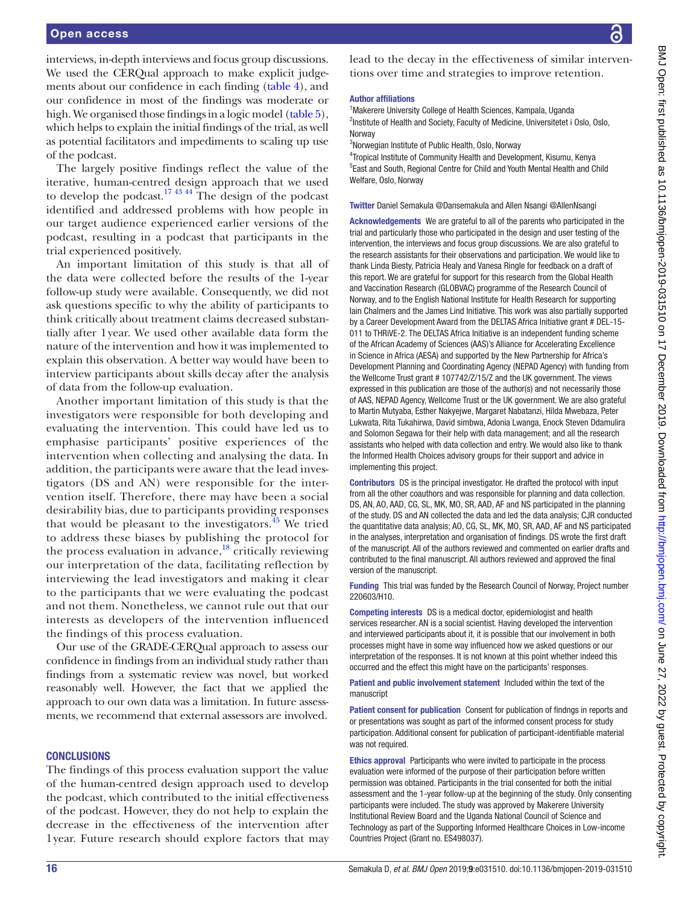interviews, in-depth interviews and focus group discussions. We used the CERQual approach to make explicit judgements about our confidence in each finding (table 4), and our confidence in most of the findings was moderate or high. We organised those findings in a logic model (table 5), which helps to explain the initial findings of the trial, as well as potential facilitators and impediments to scaling up use of the podcast.

The largely positive findings reflect the value of the iterative, human-centred design approach that we used to develop the podcast.[17 43 44] The design of the podcast identified and addressed problems with how people in our target audience experienced earlier versions of the podcast, resulting in a podcast that participants in the trial experienced positively.

An important limitation of this study is that all of the data were collected before the results of the 1-year follow-up study were available. Consequently, we did not ask questions specific to why the ability of participants to think critically about treatment claims decreased substantially after 1 year. We used other available data form the nature of the intervention and how it was implemented to explain this observation. A better way would have been to interview participants about skills decay after the analysis of data from the follow-up evaluation.

Another important limitation of this study is that the investigators were responsible for both developing and evaluating the intervention. This could have led us to emphasise participants' positive experiences of the intervention when collecting and analysing the data. In addition, the participants were aware that the lead investigators (DS and AN) were responsible for the intervention itself. Therefore, there may have been a social desirability bias, due to participants providing responses that would be pleasant to the investigators.[45] We tried to address these biases by publishing the protocol for the process evaluation in advance,[18] critically reviewing our interpretation of the data, facilitating reflection by interviewing the lead investigators and making it clear to the participants that we were evaluating the podcast and not them. Nonetheless, we cannot rule out that our interests as developers of the intervention influenced the findings of this process evaluation.

Our use of the GRADE-CERQual approach to assess our confidence in findings from an individual study rather than findings from a systematic review was novel, but worked reasonably well. However, the fact that we applied the approach to our own data was a limitation. In future assessments, we recommend that external assessors are involved.

## CONCLUSIONS

The findings of this process evaluation support the value of the human-centred design approach used to develop the podcast, which contributed to the initial effectiveness of the podcast. However, they do not help to explain the decrease in the effectiveness of the intervention after 1 year. Future research should explore factors that may lead to the decay in the effectiveness of similar interventions over time and strategies to improve retention.

**Author affiliations**
[1]Makerere University College of Health Sciences, Kampala, Uganda
[2]Institute of Health and Society, Faculty of Medicine, Universitetet i Oslo, Oslo, Norway
[3]Norwegian Institute of Public Health, Oslo, Norway
[4]Tropical Institute of Community Health and Development, Kisumu, Kenya
[5]East and South, Regional Centre for Child and Youth Mental Health and Child Welfare, Oslo, Norway

**Twitter** Daniel Semakula @Dansemakula and Allen Nsangi @AllenNsangi

**Acknowledgements** We are grateful to all of the parents who participated in the trial and particularly those who participated in the design and user testing of the intervention, the interviews and focus group discussions. We are also grateful to the research assistants for their observations and participation. We would like to thank Linda Biesty, Patricia Healy and Vanesa Ringle for feedback on a draft of this report. We are grateful for support for this research from the Global Health and Vaccination Research (GLOBVAC) programme of the Research Council of Norway, and to the English National Institute for Health Research for supporting Iain Chalmers and the James Lind Initiative. This work was also partially supported by a Career Development Award from the DELTAS Africa Initiative grant # DEL-15-011 to THRiVE-2. The DELTAS Africa Initiative is an independent funding scheme of the African Academy of Sciences (AAS)'s Alliance for Accelerating Excellence in Science in Africa (AESA) and supported by the New Partnership for Africa's Development Planning and Coordinating Agency (NEPAD Agency) with funding from the Wellcome Trust grant # 107742/Z/15/Z and the UK government. The views expressed in this publication are those of the author(s) and not necessarily those of AAS, NEPAD Agency, Wellcome Trust or the UK government. We are also grateful to Martin Mutyaba, Esther Nakyejwe, Margaret Nabatanzi, Hilda Mwebaza, Peter Lukwata, Rita Tukahirwa, David simbwa, Adonia Lwanga, Enock Steven Ddamulira and Solomon Segawa for their help with data management; and all the research assistants who helped with data collection and entry. We would also like to thank the Informed Health Choices advisory groups for their support and advice in implementing this project.

**Contributors** DS is the principal investigator. He drafted the protocol with input from all the other coauthors and was responsible for planning and data collection. DS, AN, AO, AAD, CG, SL, MK, MO, SR, AAD, AF and NS participated in the planning of the study. DS and AN collected the data and led the data analysis; CJR conducted the quantitative data analysis; AO, CG, SL, MK, MO, SR, AAD, AF and NS participated in the analyses, interpretation and organisation of findings. DS wrote the first draft of the manuscript. All of the authors reviewed and commented on earlier drafts and contributed to the final manuscript. All authors reviewed and approved the final version of the manuscript.

**Funding** This trial was funded by the Research Council of Norway, Project number 220603/H10.

**Competing interests** DS is a medical doctor, epidemiologist and health services researcher. AN is a social scientist. Having developed the intervention and interviewed participants about it, it is possible that our involvement in both processes might have in some way influenced how we asked questions or our interpretation of the responses. It is not known at this point whether indeed this occurred and the effect this might have on the participants' responses.

**Patient and public involvement statement** Included within the text of the manuscript

**Patient consent for publication** Consent for publication of findngs in reports and or presentations was sought as part of the informed consent process for study participation. Additional consent for publication of participant-identifiable material was not required.

**Ethics approval** Participants who were invited to participate in the process evaluation were informed of the purpose of their participation before written permission was obtained. Participants in the trial consented for both the initial assessment and the 1-year follow-up at the beginning of the study. Only consenting participants were included. The study was approved by Makerere University Institutional Review Board and the Uganda National Council of Science and Technology as part of the Supporting Informed Healthcare Choices in Low-income Countries Project (Grant no. ES498037).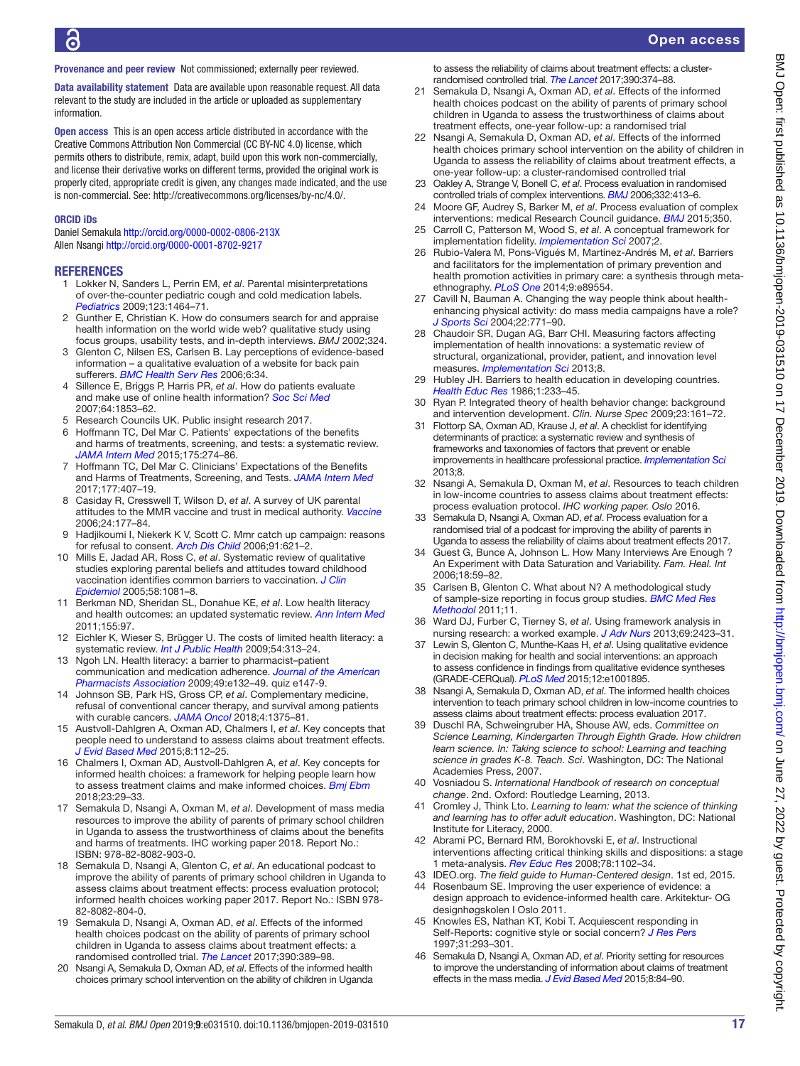**Provenance and peer review** Not commissioned; externally peer reviewed.

**Data availability statement** Data are available upon reasonable request. All data relevant to the study are included in the article or uploaded as supplementary information.

**Open access** This is an open access article distributed in accordance with the Creative Commons Attribution Non Commercial (CC BY-NC 4.0) license, which permits others to distribute, remix, adapt, build upon this work non-commercially, and license their derivative works on different terms, provided the original work is properly cited, appropriate credit is given, any changes made indicated, and the use is non-commercial. See: http://creativecommons.org/licenses/by-nc/4.0/.

**ORCID iDs**

Daniel Semakula http://orcid.org/0000-0002-0806-213X
Allen Nsangi http://orcid.org/0000-0001-8702-9217

## REFERENCES

1. Lokker N, Sanders L, Perrin EM, *et al*. Parental misinterpretations of over-the-counter pediatric cough and cold medication labels. *Pediatrics* 2009;123:1464–71.
2. Gunther E, Christian K. How do consumers search for and appraise health information on the world wide web? qualitative study using focus groups, usability tests, and in-depth interviews. *BMJ* 2002;324.
3. Glenton C, Nilsen ES, Carlsen B. Lay perceptions of evidence-based information – a qualitative evaluation of a website for back pain sufferers. *BMC Health Serv Res* 2006;6:34.
4. Sillence E, Briggs P, Harris PR, *et al*. How do patients evaluate and make use of online health information? *Soc Sci Med* 2007;64:1853–62.
5. Research Councils UK. Public insight research 2017.
6. Hoffmann TC, Del Mar C. Patients' expectations of the benefits and harms of treatments, screening, and tests: a systematic review. *JAMA Intern Med* 2015;175:274–86.
7. Hoffmann TC, Del Mar C. Clinicians' Expectations of the Benefits and Harms of Treatments, Screening, and Tests. *JAMA Intern Med* 2017;177:407–19.
8. Casiday R, Cresswell T, Wilson D, *et al*. A survey of UK parental attitudes to the MMR vaccine and trust in medical authority. *Vaccine* 2006;24:177–84.
9. Hadjikoumi I, Niekerk K V, Scott C. Mmr catch up campaign: reasons for refusal to consent. *Arch Dis Child* 2006;91:621–2.
10. Mills E, Jadad AR, Ross C, *et al*. Systematic review of qualitative studies exploring parental beliefs and attitudes toward childhood vaccination identifies common barriers to vaccination. *J Clin Epidemiol* 2005;58:1081–8.
11. Berkman ND, Sheridan SL, Donahue KE, *et al*. Low health literacy and health outcomes: an updated systematic review. *Ann Intern Med* 2011;155:97.
12. Eichler K, Wieser S, Brügger U. The costs of limited health literacy: a systematic review. *Int J Public Health* 2009;54:313–24.
13. Ngoh LN. Health literacy: a barrier to pharmacist–patient communication and medication adherence. *Journal of the American Pharmacists Association* 2009;49:e132–49. quiz e147-9.
14. Johnson SB, Park HS, Gross CP, *et al*. Complementary medicine, refusal of conventional cancer therapy, and survival among patients with curable cancers. *JAMA Oncol* 2018;4:1375–81.
15. Austvoll-Dahlgren A, Oxman AD, Chalmers I, *et al*. Key concepts that people need to understand to assess claims about treatment effects. *J Evid Based Med* 2015;8:112–25.
16. Chalmers I, Oxman AD, Austvoll-Dahlgren A, *et al*. Key concepts for informed health choices: a framework for helping people learn how to assess treatment claims and make informed choices. *Bmj Ebm* 2018;23:29–33.
17. Semakula D, Nsangi A, Oxman M, *et al*. Development of mass media resources to improve the ability of parents of primary school children in Uganda to assess the trustworthiness of claims about the benefits and harms of treatments. IHC working paper 2018. Report No.: ISBN: 978-82-8082-903-0.
18. Semakula D, Nsangi A, Glenton C, *et al*. An educational podcast to improve the ability of parents of primary school children in Uganda to assess claims about treatment effects: process evaluation protocol; informed health choices working paper 2017. Report No.: ISBN 978-82-8082-804-0.
19. Semakula D, Nsangi A, Oxman AD, *et al*. Effects of the informed health choices podcast on the ability of parents of primary school children in Uganda to assess claims about treatment effects: a randomised controlled trial. *The Lancet* 2017;390:389–98.
20. Nsangi A, Semakula D, Oxman AD, *et al*. Effects of the informed health choices primary school intervention on the ability of children in Uganda to assess the reliability of claims about treatment effects: a cluster-randomised controlled trial. *The Lancet* 2017;390:374–88.
21. Semakula D, Nsangi A, Oxman AD, *et al*. Effects of the informed health choices podcast on the ability of parents of primary school children in Uganda to assess the trustworthiness of claims about treatment effects, one-year follow-up: a randomised trial
22. Nsangi A, Semakula D, Oxman AD, *et al*. Effects of the informed health choices primary school intervention on the ability of children in Uganda to assess the reliability of claims about treatment effects, a one-year follow-up: a cluster-randomised controlled trial
23. Oakley A, Strange V, Bonell C, *et al*. Process evaluation in randomised controlled trials of complex interventions. *BMJ* 2006;332:413–6.
24. Moore GF, Audrey S, Barker M, *et al*. Process evaluation of complex interventions: medical Research Council guidance. *BMJ* 2015;350.
25. Carroll C, Patterson M, Wood S, *et al*. A conceptual framework for implementation fidelity. *Implementation Sci* 2007;2.
26. Rubio-Valera M, Pons-Vigués M, Martínez-Andrés M, *et al*. Barriers and facilitators for the implementation of primary prevention and health promotion activities in primary care: a synthesis through meta-ethnography. *PLoS One* 2014;9:e89554.
27. Cavill N, Bauman A. Changing the way people think about health-enhancing physical activity: do mass media campaigns have a role? *J Sports Sci* 2004;22:771–90.
28. Chaudoir SR, Dugan AG, Barr CHI. Measuring factors affecting implementation of health innovations: a systematic review of structural, organizational, provider, patient, and innovation level measures. *Implementation Sci* 2013;8.
29. Hubley JH. Barriers to health education in developing countries. *Health Educ Res* 1986;1:233–45.
30. Ryan P. Integrated theory of health behavior change: background and intervention development. *Clin. Nurse Spec* 2009;23:161–72.
31. Flottorp SA, Oxman AD, Krause J, *et al*. A checklist for identifying determinants of practice: a systematic review and synthesis of frameworks and taxonomies of factors that prevent or enable improvements in healthcare professional practice. *Implementation Sci* 2013;8.
32. Nsangi A, Semakula D, Oxman M, *et al*. Resources to teach children in low-income countries to assess claims about treatment effects: process evaluation protocol. *IHC working paper. Oslo* 2016.
33. Semakula D, Nsangi A, Oxman AD, *et al*. Process evaluation for a randomised trial of a podcast for improving the ability of parents in Uganda to assess the reliability of claims about treatment effects 2017.
34. Guest G, Bunce A, Johnson L. How Many Interviews Are Enough ? An Experiment with Data Saturation and Variability. *Fam. Heal. Int* 2006;18:59–82.
35. Carlsen B, Glenton C. What about N? A methodological study of sample-size reporting in focus group studies. *BMC Med Res Methodol* 2011;11.
36. Ward DJ, Furber C, Tierney S, *et al*. Using framework analysis in nursing research: a worked example. *J Adv Nurs* 2013;69:2423–31.
37. Lewin S, Glenton C, Munthe-Kaas H, *et al*. Using qualitative evidence in decision making for health and social interventions: an approach to assess confidence in findings from qualitative evidence syntheses (GRADE-CERQual). *PLoS Med* 2015;12:e1001895.
38. Nsangi A, Semakula D, Oxman AD, *et al*. The informed health choices intervention to teach primary school children in low-income countries to assess claims about treatment effects: process evaluation 2017.
39. Duschl RA, Schweingruber HA, Shouse AW, eds. *Committee on Science Learning, Kindergarten Through Eighth Grade. How children learn science. In: Taking science to school: Learning and teaching science in grades K-8. Teach. Sci*. Washington, DC: The National Academies Press, 2007.
40. Vosniadou S. *International Handbook of research on conceptual change*. 2nd. Oxford: Routledge Learning, 2013.
41. Cromley J, Think Lto. *Learning to learn: what the science of thinking and learning has to offer adult education*. Washington, DC: National Institute for Literacy, 2000.
42. Abrami PC, Bernard RM, Borokhovski E, *et al*. Instructional interventions affecting critical thinking skills and dispositions: a stage 1 meta-analysis. *Rev Educ Res* 2008;78:1102–34.
43. IDEO.org. *The field guide to Human-Centered design*. 1st ed, 2015.
44. Rosenbaum SE. Improving the user experience of evidence: a design approach to evidence-informed health care. Arkitektur- OG designhøgskolen I Oslo 2011.
45. Knowles ES, Nathan KT, Kobi T. Acquiescent responding in Self-Reports: cognitive style or social concern? *J Res Pers* 1997;31:293–301.
46. Semakula D, Nsangi A, Oxman AD, *et al*. Priority setting for resources to improve the understanding of information about claims of treatment effects in the mass media. *J Evid Based Med* 2015;8:84–90.